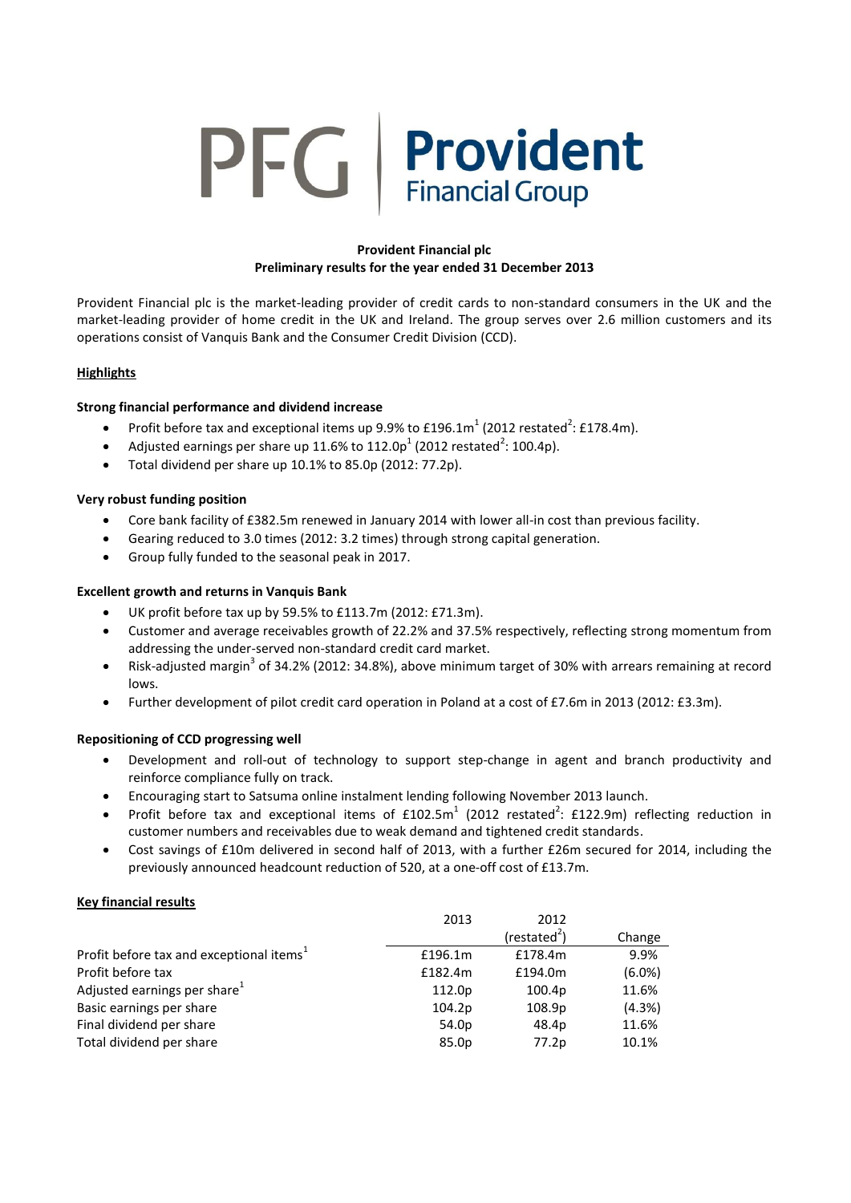PFG | Provident Financial Group

**Provident Financial plc**
**Preliminary results for the year ended 31 December 2013**

Provident Financial plc is the market-leading provider of credit cards to non-standard consumers in the UK and the market-leading provider of home credit in the UK and Ireland. The group serves over 2.6 million customers and its operations consist of Vanquis Bank and the Consumer Credit Division (CCD).

## Highlights

### Strong financial performance and dividend increase

- Profit before tax and exceptional items up 9.9% to £196.1m[1] (2012 restated[2]: £178.4m).
- Adjusted earnings per share up 11.6% to 112.0p[1] (2012 restated[2]: 100.4p).
- Total dividend per share up 10.1% to 85.0p (2012: 77.2p).

### Very robust funding position

- Core bank facility of £382.5m renewed in January 2014 with lower all-in cost than previous facility.
- Gearing reduced to 3.0 times (2012: 3.2 times) through strong capital generation.
- Group fully funded to the seasonal peak in 2017.

### Excellent growth and returns in Vanquis Bank

- UK profit before tax up by 59.5% to £113.7m (2012: £71.3m).
- Customer and average receivables growth of 22.2% and 37.5% respectively, reflecting strong momentum from addressing the under-served non-standard credit card market.
- Risk-adjusted margin[3] of 34.2% (2012: 34.8%), above minimum target of 30% with arrears remaining at record lows.
- Further development of pilot credit card operation in Poland at a cost of £7.6m in 2013 (2012: £3.3m).

### Repositioning of CCD progressing well

- Development and roll-out of technology to support step-change in agent and branch productivity and reinforce compliance fully on track.
- Encouraging start to Satsuma online instalment lending following November 2013 launch.
- Profit before tax and exceptional items of £102.5m[1] (2012 restated[2]: £122.9m) reflecting reduction in customer numbers and receivables due to weak demand and tightened credit standards.
- Cost savings of £10m delivered in second half of 2013, with a further £26m secured for 2014, including the previously announced headcount reduction of 520, at a one-off cost of £13.7m.

## Key financial results

| | 2013 | 2012 (restated[2]) | Change |
|---|---|---|---|
| Profit before tax and exceptional items[1] | £196.1m | £178.4m | 9.9% |
| Profit before tax | £182.4m | £194.0m | (6.0%) |
| Adjusted earnings per share[1] | 112.0p | 100.4p | 11.6% |
| Basic earnings per share | 104.2p | 108.9p | (4.3%) |
| Final dividend per share | 54.0p | 48.4p | 11.6% |
| Total dividend per share | 85.0p | 77.2p | 10.1% |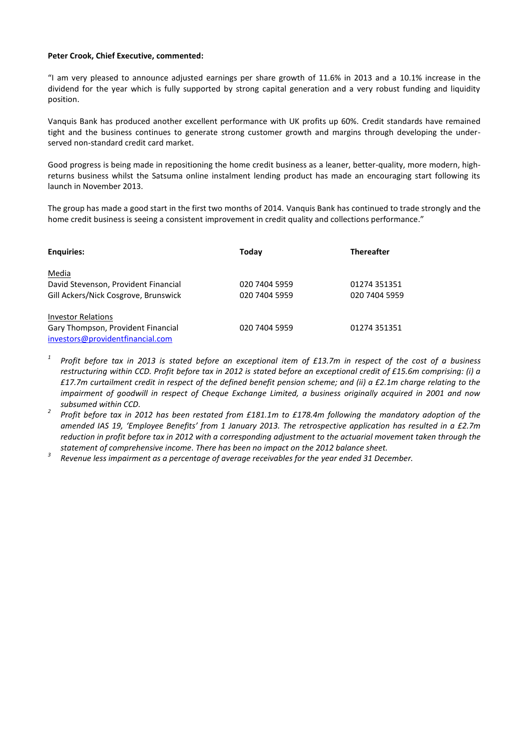**Peter Crook, Chief Executive, commented:**

"I am very pleased to announce adjusted earnings per share growth of 11.6% in 2013 and a 10.1% increase in the dividend for the year which is fully supported by strong capital generation and a very robust funding and liquidity position.

Vanquis Bank has produced another excellent performance with UK profits up 60%. Credit standards have remained tight and the business continues to generate strong customer growth and margins through developing the under-served non-standard credit card market.

Good progress is being made in repositioning the home credit business as a leaner, better-quality, more modern, high-returns business whilst the Satsuma online instalment lending product has made an encouraging start following its launch in November 2013.

The group has made a good start in the first two months of 2014. Vanquis Bank has continued to trade strongly and the home credit business is seeing a consistent improvement in credit quality and collections performance."

| **Enquiries:** | **Today** | **Thereafter** |
|---|---|---|
| Media | | |
| David Stevenson, Provident Financial | 020 7404 5959 | 01274 351351 |
| Gill Ackers/Nick Cosgrove, Brunswick | 020 7404 5959 | 020 7404 5959 |
| Investor Relations | | |
| Gary Thompson, Provident Financial | 020 7404 5959 | 01274 351351 |
| investors@providentfinancial.com | | |

[1] *Profit before tax in 2013 is stated before an exceptional item of £13.7m in respect of the cost of a business restructuring within CCD. Profit before tax in 2012 is stated before an exceptional credit of £15.6m comprising: (i) a £17.7m curtailment credit in respect of the defined benefit pension scheme; and (ii) a £2.1m charge relating to the impairment of goodwill in respect of Cheque Exchange Limited, a business originally acquired in 2001 and now subsumed within CCD.*

[2] *Profit before tax in 2012 has been restated from £181.1m to £178.4m following the mandatory adoption of the amended IAS 19, 'Employee Benefits' from 1 January 2013. The retrospective application has resulted in a £2.7m reduction in profit before tax in 2012 with a corresponding adjustment to the actuarial movement taken through the statement of comprehensive income. There has been no impact on the 2012 balance sheet.*

[3] *Revenue less impairment as a percentage of average receivables for the year ended 31 December.*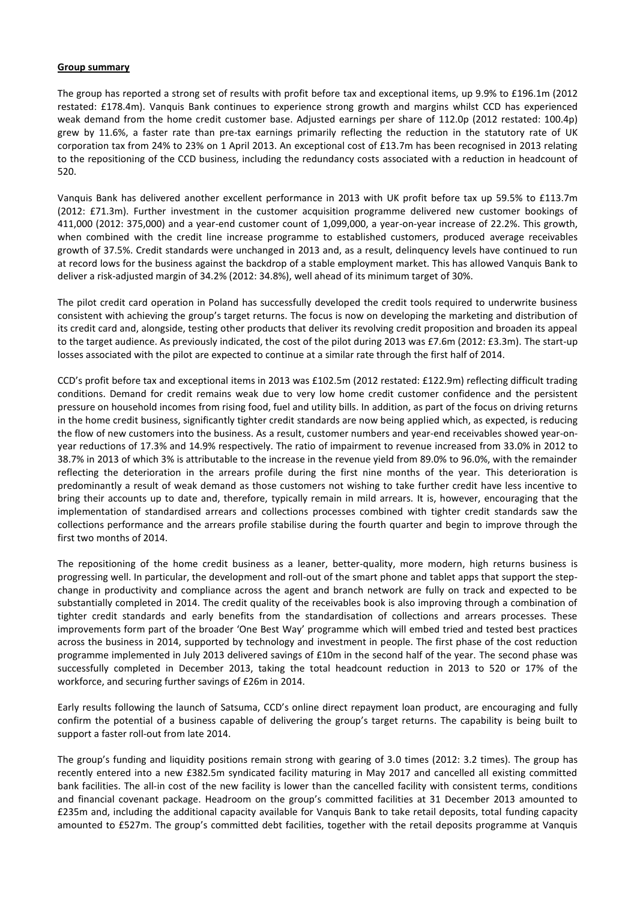**Group summary**

The group has reported a strong set of results with profit before tax and exceptional items, up 9.9% to £196.1m (2012 restated: £178.4m). Vanquis Bank continues to experience strong growth and margins whilst CCD has experienced weak demand from the home credit customer base. Adjusted earnings per share of 112.0p (2012 restated: 100.4p) grew by 11.6%, a faster rate than pre-tax earnings primarily reflecting the reduction in the statutory rate of UK corporation tax from 24% to 23% on 1 April 2013. An exceptional cost of £13.7m has been recognised in 2013 relating to the repositioning of the CCD business, including the redundancy costs associated with a reduction in headcount of 520.

Vanquis Bank has delivered another excellent performance in 2013 with UK profit before tax up 59.5% to £113.7m (2012: £71.3m). Further investment in the customer acquisition programme delivered new customer bookings of 411,000 (2012: 375,000) and a year-end customer count of 1,099,000, a year-on-year increase of 22.2%. This growth, when combined with the credit line increase programme to established customers, produced average receivables growth of 37.5%. Credit standards were unchanged in 2013 and, as a result, delinquency levels have continued to run at record lows for the business against the backdrop of a stable employment market. This has allowed Vanquis Bank to deliver a risk-adjusted margin of 34.2% (2012: 34.8%), well ahead of its minimum target of 30%.

The pilot credit card operation in Poland has successfully developed the credit tools required to underwrite business consistent with achieving the group's target returns. The focus is now on developing the marketing and distribution of its credit card and, alongside, testing other products that deliver its revolving credit proposition and broaden its appeal to the target audience. As previously indicated, the cost of the pilot during 2013 was £7.6m (2012: £3.3m). The start-up losses associated with the pilot are expected to continue at a similar rate through the first half of 2014.

CCD's profit before tax and exceptional items in 2013 was £102.5m (2012 restated: £122.9m) reflecting difficult trading conditions. Demand for credit remains weak due to very low home credit customer confidence and the persistent pressure on household incomes from rising food, fuel and utility bills. In addition, as part of the focus on driving returns in the home credit business, significantly tighter credit standards are now being applied which, as expected, is reducing the flow of new customers into the business. As a result, customer numbers and year-end receivables showed year-on-year reductions of 17.3% and 14.9% respectively. The ratio of impairment to revenue increased from 33.0% in 2012 to 38.7% in 2013 of which 3% is attributable to the increase in the revenue yield from 89.0% to 96.0%, with the remainder reflecting the deterioration in the arrears profile during the first nine months of the year. This deterioration is predominantly a result of weak demand as those customers not wishing to take further credit have less incentive to bring their accounts up to date and, therefore, typically remain in mild arrears. It is, however, encouraging that the implementation of standardised arrears and collections processes combined with tighter credit standards saw the collections performance and the arrears profile stabilise during the fourth quarter and begin to improve through the first two months of 2014.

The repositioning of the home credit business as a leaner, better-quality, more modern, high returns business is progressing well. In particular, the development and roll-out of the smart phone and tablet apps that support the step-change in productivity and compliance across the agent and branch network are fully on track and expected to be substantially completed in 2014. The credit quality of the receivables book is also improving through a combination of tighter credit standards and early benefits from the standardisation of collections and arrears processes. These improvements form part of the broader 'One Best Way' programme which will embed tried and tested best practices across the business in 2014, supported by technology and investment in people. The first phase of the cost reduction programme implemented in July 2013 delivered savings of £10m in the second half of the year. The second phase was successfully completed in December 2013, taking the total headcount reduction in 2013 to 520 or 17% of the workforce, and securing further savings of £26m in 2014.

Early results following the launch of Satsuma, CCD's online direct repayment loan product, are encouraging and fully confirm the potential of a business capable of delivering the group's target returns. The capability is being built to support a faster roll-out from late 2014.

The group's funding and liquidity positions remain strong with gearing of 3.0 times (2012: 3.2 times). The group has recently entered into a new £382.5m syndicated facility maturing in May 2017 and cancelled all existing committed bank facilities. The all-in cost of the new facility is lower than the cancelled facility with consistent terms, conditions and financial covenant package. Headroom on the group's committed facilities at 31 December 2013 amounted to £235m and, including the additional capacity available for Vanquis Bank to take retail deposits, total funding capacity amounted to £527m. The group's committed debt facilities, together with the retail deposits programme at Vanquis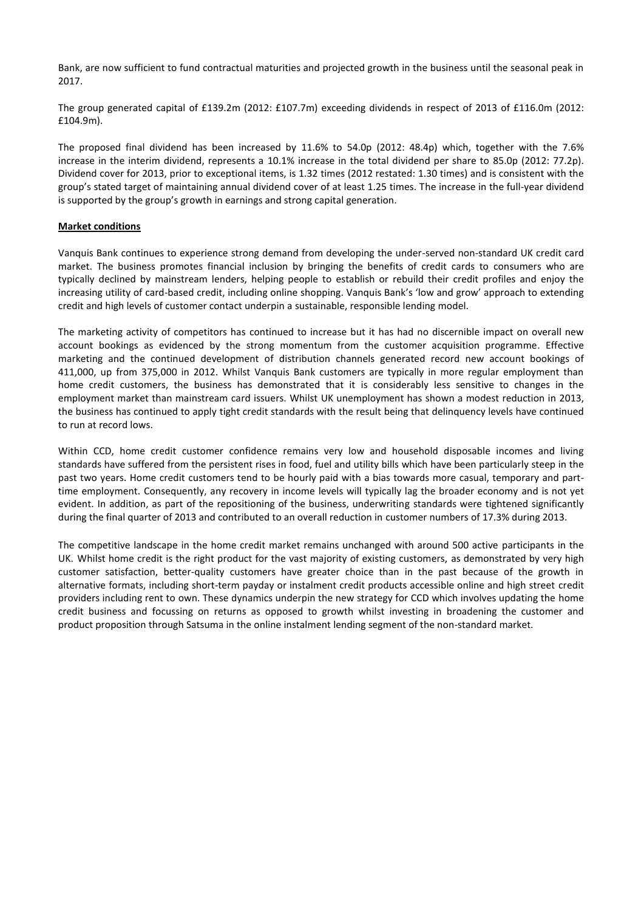Bank, are now sufficient to fund contractual maturities and projected growth in the business until the seasonal peak in 2017.

The group generated capital of £139.2m (2012: £107.7m) exceeding dividends in respect of 2013 of £116.0m (2012: £104.9m).

The proposed final dividend has been increased by 11.6% to 54.0p (2012: 48.4p) which, together with the 7.6% increase in the interim dividend, represents a 10.1% increase in the total dividend per share to 85.0p (2012: 77.2p). Dividend cover for 2013, prior to exceptional items, is 1.32 times (2012 restated: 1.30 times) and is consistent with the group's stated target of maintaining annual dividend cover of at least 1.25 times. The increase in the full-year dividend is supported by the group's growth in earnings and strong capital generation.

**Market conditions**

Vanquis Bank continues to experience strong demand from developing the under-served non-standard UK credit card market. The business promotes financial inclusion by bringing the benefits of credit cards to consumers who are typically declined by mainstream lenders, helping people to establish or rebuild their credit profiles and enjoy the increasing utility of card-based credit, including online shopping. Vanquis Bank's 'low and grow' approach to extending credit and high levels of customer contact underpin a sustainable, responsible lending model.

The marketing activity of competitors has continued to increase but it has had no discernible impact on overall new account bookings as evidenced by the strong momentum from the customer acquisition programme. Effective marketing and the continued development of distribution channels generated record new account bookings of 411,000, up from 375,000 in 2012. Whilst Vanquis Bank customers are typically in more regular employment than home credit customers, the business has demonstrated that it is considerably less sensitive to changes in the employment market than mainstream card issuers. Whilst UK unemployment has shown a modest reduction in 2013, the business has continued to apply tight credit standards with the result being that delinquency levels have continued to run at record lows.

Within CCD, home credit customer confidence remains very low and household disposable incomes and living standards have suffered from the persistent rises in food, fuel and utility bills which have been particularly steep in the past two years. Home credit customers tend to be hourly paid with a bias towards more casual, temporary and part-time employment. Consequently, any recovery in income levels will typically lag the broader economy and is not yet evident. In addition, as part of the repositioning of the business, underwriting standards were tightened significantly during the final quarter of 2013 and contributed to an overall reduction in customer numbers of 17.3% during 2013.

The competitive landscape in the home credit market remains unchanged with around 500 active participants in the UK. Whilst home credit is the right product for the vast majority of existing customers, as demonstrated by very high customer satisfaction, better-quality customers have greater choice than in the past because of the growth in alternative formats, including short-term payday or instalment credit products accessible online and high street credit providers including rent to own. These dynamics underpin the new strategy for CCD which involves updating the home credit business and focussing on returns as opposed to growth whilst investing in broadening the customer and product proposition through Satsuma in the online instalment lending segment of the non-standard market.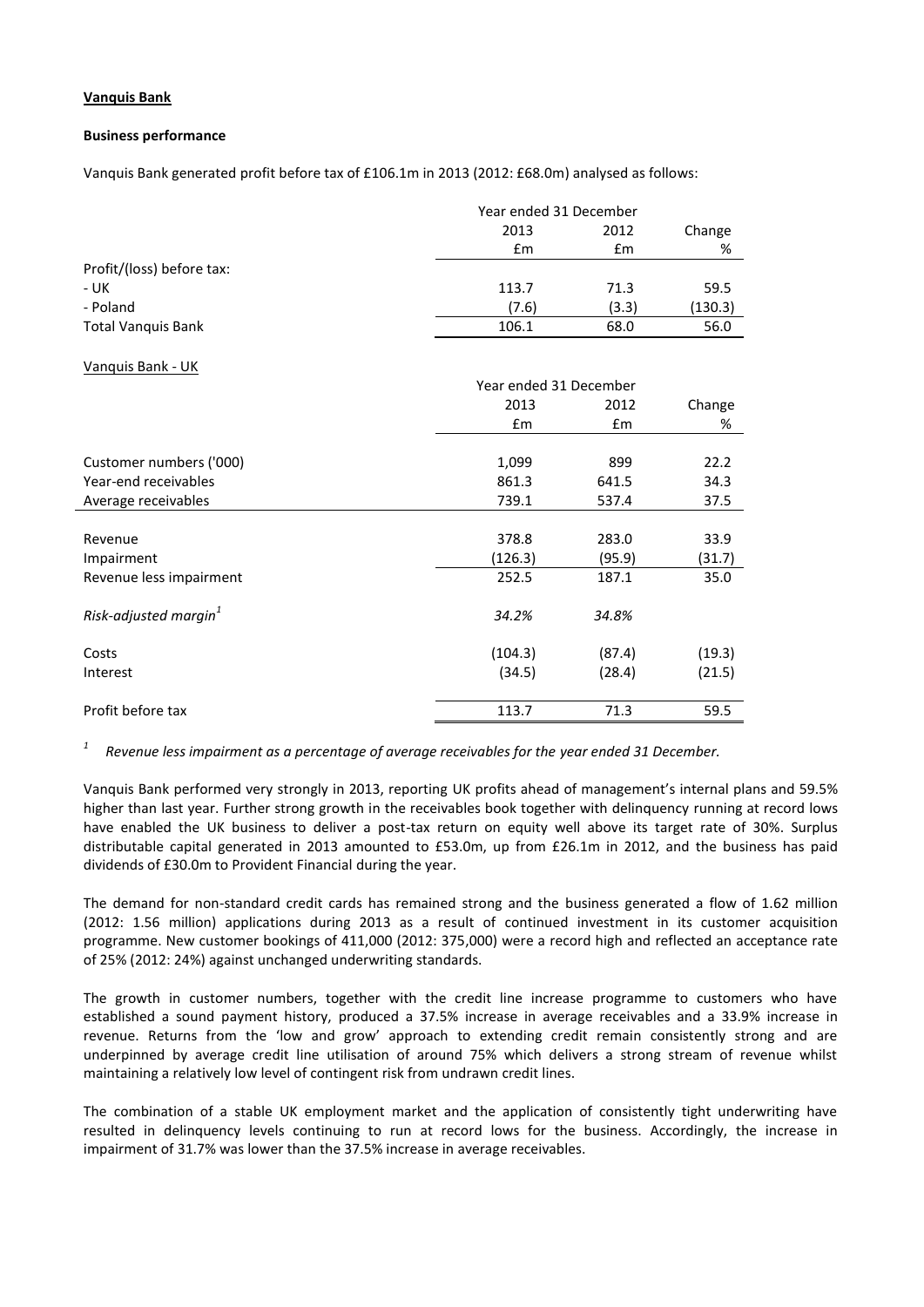**Vanquis Bank**

**Business performance**

Vanquis Bank generated profit before tax of £106.1m in 2013 (2012: £68.0m) analysed as follows:

| | Year ended 31 December | | |
|---|---|---|---|
| | 2013 | 2012 | Change |
| | £m | £m | % |
| Profit/(loss) before tax: | | | |
| - UK | 113.7 | 71.3 | 59.5 |
| - Poland | (7.6) | (3.3) | (130.3) |
| Total Vanquis Bank | 106.1 | 68.0 | 56.0 |

Vanquis Bank - UK

| | Year ended 31 December | | |
|---|---|---|---|
| | 2013 | 2012 | Change |
| | £m | £m | % |
| Customer numbers ('000) | 1,099 | 899 | 22.2 |
| Year-end receivables | 861.3 | 641.5 | 34.3 |
| Average receivables | 739.1 | 537.4 | 37.5 |
| Revenue | 378.8 | 283.0 | 33.9 |
| Impairment | (126.3) | (95.9) | (31.7) |
| Revenue less impairment | 252.5 | 187.1 | 35.0 |
| *Risk-adjusted margin*[1] | *34.2%* | *34.8%* | |
| Costs | (104.3) | (87.4) | (19.3) |
| Interest | (34.5) | (28.4) | (21.5) |
| Profit before tax | 113.7 | 71.3 | 59.5 |

[1] *Revenue less impairment as a percentage of average receivables for the year ended 31 December.*

Vanquis Bank performed very strongly in 2013, reporting UK profits ahead of management's internal plans and 59.5% higher than last year. Further strong growth in the receivables book together with delinquency running at record lows have enabled the UK business to deliver a post-tax return on equity well above its target rate of 30%. Surplus distributable capital generated in 2013 amounted to £53.0m, up from £26.1m in 2012, and the business has paid dividends of £30.0m to Provident Financial during the year.

The demand for non-standard credit cards has remained strong and the business generated a flow of 1.62 million (2012: 1.56 million) applications during 2013 as a result of continued investment in its customer acquisition programme. New customer bookings of 411,000 (2012: 375,000) were a record high and reflected an acceptance rate of 25% (2012: 24%) against unchanged underwriting standards.

The growth in customer numbers, together with the credit line increase programme to customers who have established a sound payment history, produced a 37.5% increase in average receivables and a 33.9% increase in revenue. Returns from the 'low and grow' approach to extending credit remain consistently strong and are underpinned by average credit line utilisation of around 75% which delivers a strong stream of revenue whilst maintaining a relatively low level of contingent risk from undrawn credit lines.

The combination of a stable UK employment market and the application of consistently tight underwriting have resulted in delinquency levels continuing to run at record lows for the business. Accordingly, the increase in impairment of 31.7% was lower than the 37.5% increase in average receivables.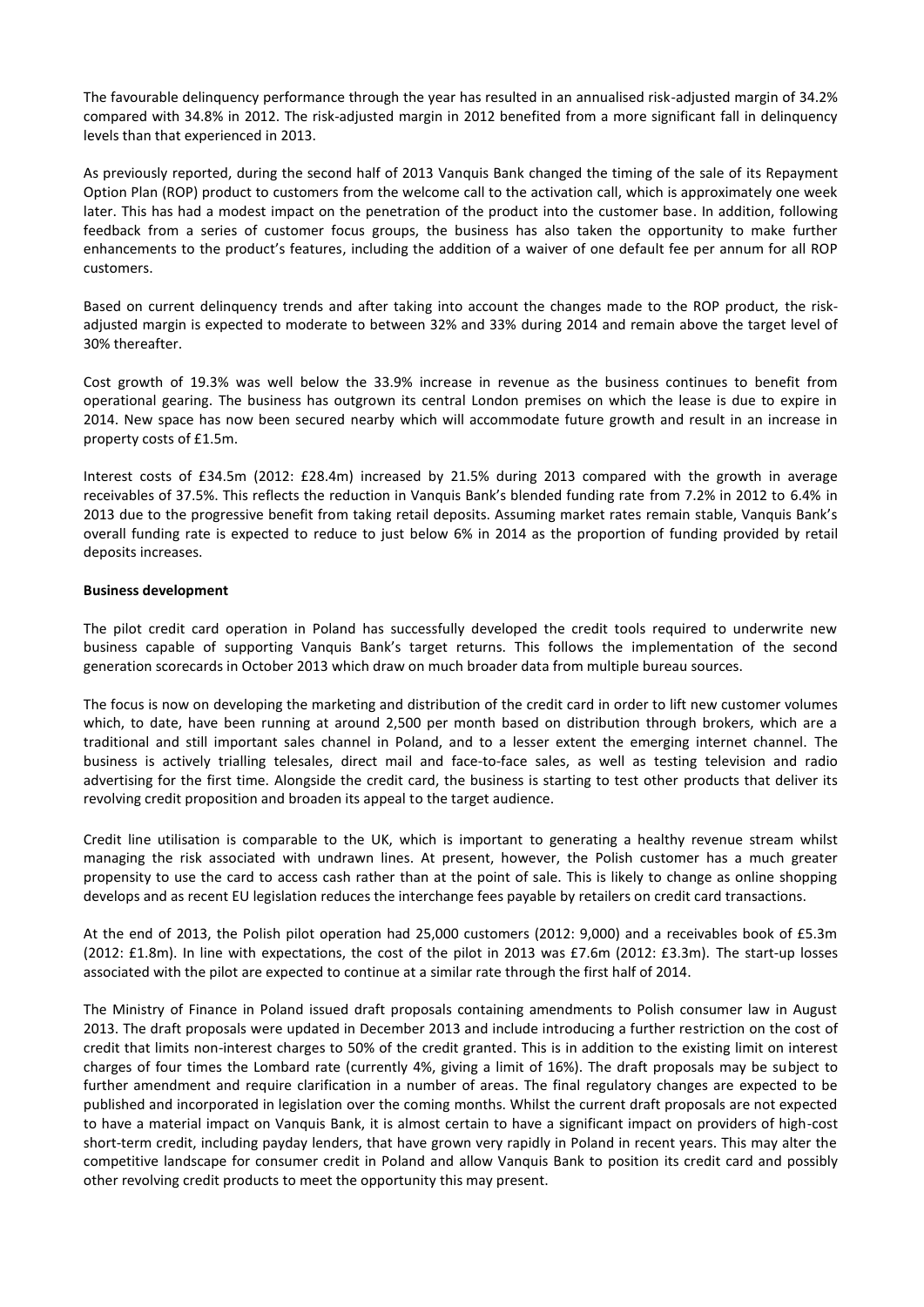The favourable delinquency performance through the year has resulted in an annualised risk-adjusted margin of 34.2% compared with 34.8% in 2012. The risk-adjusted margin in 2012 benefited from a more significant fall in delinquency levels than that experienced in 2013.

As previously reported, during the second half of 2013 Vanquis Bank changed the timing of the sale of its Repayment Option Plan (ROP) product to customers from the welcome call to the activation call, which is approximately one week later. This has had a modest impact on the penetration of the product into the customer base. In addition, following feedback from a series of customer focus groups, the business has also taken the opportunity to make further enhancements to the product's features, including the addition of a waiver of one default fee per annum for all ROP customers.

Based on current delinquency trends and after taking into account the changes made to the ROP product, the risk-adjusted margin is expected to moderate to between 32% and 33% during 2014 and remain above the target level of 30% thereafter.

Cost growth of 19.3% was well below the 33.9% increase in revenue as the business continues to benefit from operational gearing. The business has outgrown its central London premises on which the lease is due to expire in 2014. New space has now been secured nearby which will accommodate future growth and result in an increase in property costs of £1.5m.

Interest costs of £34.5m (2012: £28.4m) increased by 21.5% during 2013 compared with the growth in average receivables of 37.5%. This reflects the reduction in Vanquis Bank's blended funding rate from 7.2% in 2012 to 6.4% in 2013 due to the progressive benefit from taking retail deposits. Assuming market rates remain stable, Vanquis Bank's overall funding rate is expected to reduce to just below 6% in 2014 as the proportion of funding provided by retail deposits increases.

**Business development**

The pilot credit card operation in Poland has successfully developed the credit tools required to underwrite new business capable of supporting Vanquis Bank's target returns. This follows the implementation of the second generation scorecards in October 2013 which draw on much broader data from multiple bureau sources.

The focus is now on developing the marketing and distribution of the credit card in order to lift new customer volumes which, to date, have been running at around 2,500 per month based on distribution through brokers, which are a traditional and still important sales channel in Poland, and to a lesser extent the emerging internet channel. The business is actively trialling telesales, direct mail and face-to-face sales, as well as testing television and radio advertising for the first time. Alongside the credit card, the business is starting to test other products that deliver its revolving credit proposition and broaden its appeal to the target audience.

Credit line utilisation is comparable to the UK, which is important to generating a healthy revenue stream whilst managing the risk associated with undrawn lines. At present, however, the Polish customer has a much greater propensity to use the card to access cash rather than at the point of sale. This is likely to change as online shopping develops and as recent EU legislation reduces the interchange fees payable by retailers on credit card transactions.

At the end of 2013, the Polish pilot operation had 25,000 customers (2012: 9,000) and a receivables book of £5.3m (2012: £1.8m). In line with expectations, the cost of the pilot in 2013 was £7.6m (2012: £3.3m). The start-up losses associated with the pilot are expected to continue at a similar rate through the first half of 2014.

The Ministry of Finance in Poland issued draft proposals containing amendments to Polish consumer law in August 2013. The draft proposals were updated in December 2013 and include introducing a further restriction on the cost of credit that limits non-interest charges to 50% of the credit granted. This is in addition to the existing limit on interest charges of four times the Lombard rate (currently 4%, giving a limit of 16%). The draft proposals may be subject to further amendment and require clarification in a number of areas. The final regulatory changes are expected to be published and incorporated in legislation over the coming months. Whilst the current draft proposals are not expected to have a material impact on Vanquis Bank, it is almost certain to have a significant impact on providers of high-cost short-term credit, including payday lenders, that have grown very rapidly in Poland in recent years. This may alter the competitive landscape for consumer credit in Poland and allow Vanquis Bank to position its credit card and possibly other revolving credit products to meet the opportunity this may present.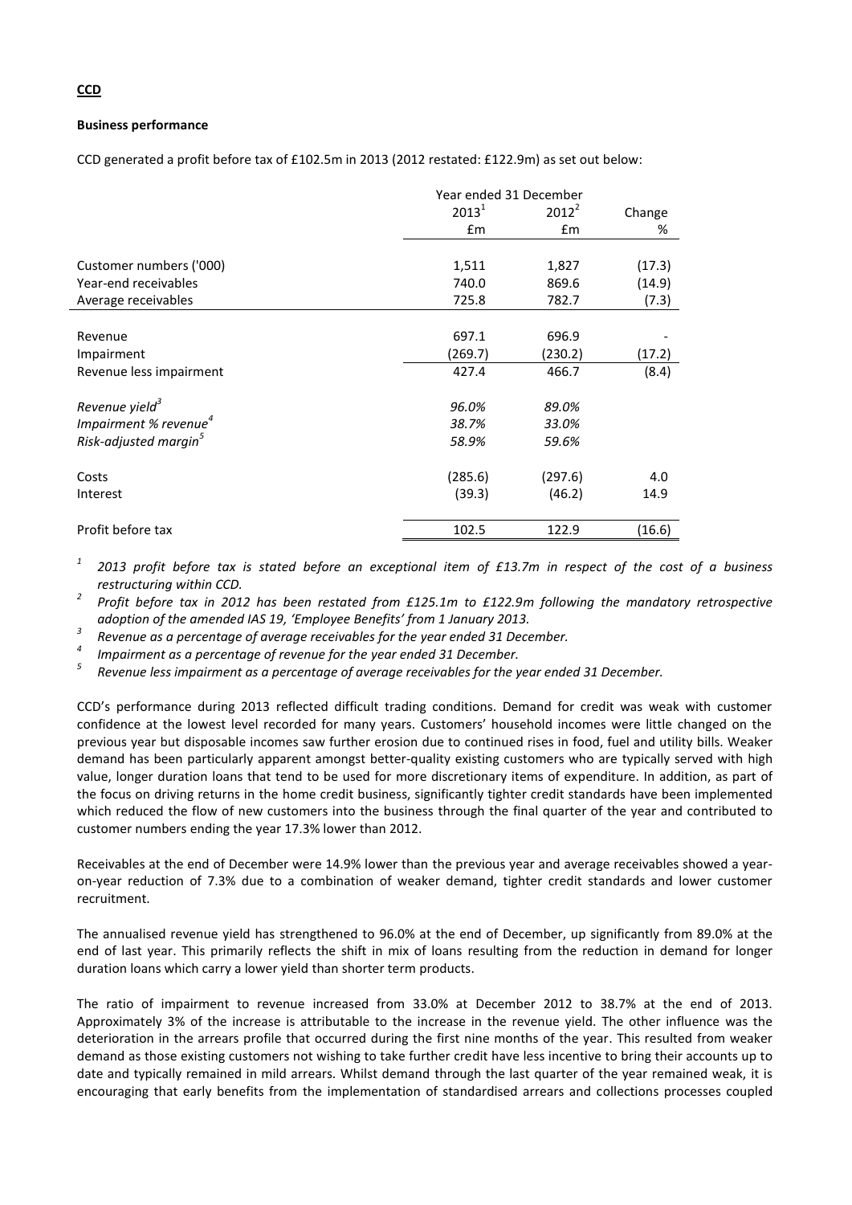**CCD**

**Business performance**

CCD generated a profit before tax of £102.5m in 2013 (2012 restated: £122.9m) as set out below:

| | Year ended 31 December | | |
|---|---|---|---|
| | 2013[1] | 2012[2] | Change |
| | £m | £m | % |
| Customer numbers ('000) | 1,511 | 1,827 | (17.3) |
| Year-end receivables | 740.0 | 869.6 | (14.9) |
| Average receivables | 725.8 | 782.7 | (7.3) |
| Revenue | 697.1 | 696.9 | - |
| Impairment | (269.7) | (230.2) | (17.2) |
| Revenue less impairment | 427.4 | 466.7 | (8.4) |
| *Revenue yield*[3] | *96.0%* | *89.0%* | |
| *Impairment % revenue*[4] | *38.7%* | *33.0%* | |
| *Risk-adjusted margin*[5] | *58.9%* | *59.6%* | |
| Costs | (285.6) | (297.6) | 4.0 |
| Interest | (39.3) | (46.2) | 14.9 |
| Profit before tax | 102.5 | 122.9 | (16.6) |

[1] *2013 profit before tax is stated before an exceptional item of £13.7m in respect of the cost of a business restructuring within CCD.*

[2] *Profit before tax in 2012 has been restated from £125.1m to £122.9m following the mandatory retrospective adoption of the amended IAS 19, 'Employee Benefits' from 1 January 2013.*

[3] *Revenue as a percentage of average receivables for the year ended 31 December.*

[4] *Impairment as a percentage of revenue for the year ended 31 December.*

[5] *Revenue less impairment as a percentage of average receivables for the year ended 31 December.*

CCD's performance during 2013 reflected difficult trading conditions. Demand for credit was weak with customer confidence at the lowest level recorded for many years. Customers' household incomes were little changed on the previous year but disposable incomes saw further erosion due to continued rises in food, fuel and utility bills. Weaker demand has been particularly apparent amongst better-quality existing customers who are typically served with high value, longer duration loans that tend to be used for more discretionary items of expenditure. In addition, as part of the focus on driving returns in the home credit business, significantly tighter credit standards have been implemented which reduced the flow of new customers into the business through the final quarter of the year and contributed to customer numbers ending the year 17.3% lower than 2012.

Receivables at the end of December were 14.9% lower than the previous year and average receivables showed a year-on-year reduction of 7.3% due to a combination of weaker demand, tighter credit standards and lower customer recruitment.

The annualised revenue yield has strengthened to 96.0% at the end of December, up significantly from 89.0% at the end of last year. This primarily reflects the shift in mix of loans resulting from the reduction in demand for longer duration loans which carry a lower yield than shorter term products.

The ratio of impairment to revenue increased from 33.0% at December 2012 to 38.7% at the end of 2013. Approximately 3% of the increase is attributable to the increase in the revenue yield. The other influence was the deterioration in the arrears profile that occurred during the first nine months of the year. This resulted from weaker demand as those existing customers not wishing to take further credit have less incentive to bring their accounts up to date and typically remained in mild arrears. Whilst demand through the last quarter of the year remained weak, it is encouraging that early benefits from the implementation of standardised arrears and collections processes coupled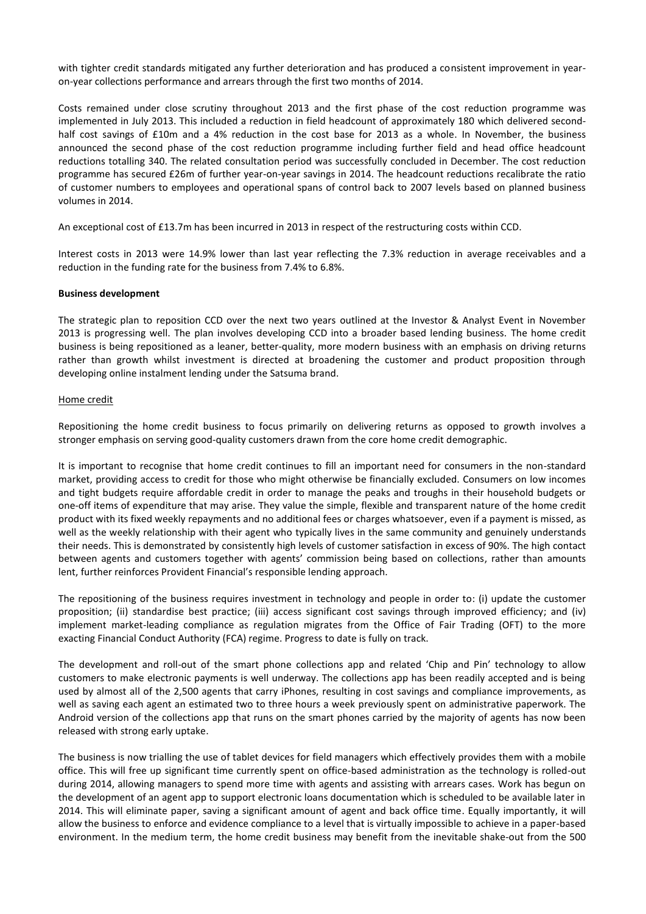with tighter credit standards mitigated any further deterioration and has produced a consistent improvement in year-on-year collections performance and arrears through the first two months of 2014.

Costs remained under close scrutiny throughout 2013 and the first phase of the cost reduction programme was implemented in July 2013. This included a reduction in field headcount of approximately 180 which delivered second-half cost savings of £10m and a 4% reduction in the cost base for 2013 as a whole. In November, the business announced the second phase of the cost reduction programme including further field and head office headcount reductions totalling 340. The related consultation period was successfully concluded in December. The cost reduction programme has secured £26m of further year-on-year savings in 2014. The headcount reductions recalibrate the ratio of customer numbers to employees and operational spans of control back to 2007 levels based on planned business volumes in 2014.

An exceptional cost of £13.7m has been incurred in 2013 in respect of the restructuring costs within CCD.

Interest costs in 2013 were 14.9% lower than last year reflecting the 7.3% reduction in average receivables and a reduction in the funding rate for the business from 7.4% to 6.8%.

**Business development**

The strategic plan to reposition CCD over the next two years outlined at the Investor & Analyst Event in November 2013 is progressing well. The plan involves developing CCD into a broader based lending business. The home credit business is being repositioned as a leaner, better-quality, more modern business with an emphasis on driving returns rather than growth whilst investment is directed at broadening the customer and product proposition through developing online instalment lending under the Satsuma brand.

Home credit

Repositioning the home credit business to focus primarily on delivering returns as opposed to growth involves a stronger emphasis on serving good-quality customers drawn from the core home credit demographic.

It is important to recognise that home credit continues to fill an important need for consumers in the non-standard market, providing access to credit for those who might otherwise be financially excluded. Consumers on low incomes and tight budgets require affordable credit in order to manage the peaks and troughs in their household budgets or one-off items of expenditure that may arise. They value the simple, flexible and transparent nature of the home credit product with its fixed weekly repayments and no additional fees or charges whatsoever, even if a payment is missed, as well as the weekly relationship with their agent who typically lives in the same community and genuinely understands their needs. This is demonstrated by consistently high levels of customer satisfaction in excess of 90%. The high contact between agents and customers together with agents' commission being based on collections, rather than amounts lent, further reinforces Provident Financial's responsible lending approach.

The repositioning of the business requires investment in technology and people in order to: (i) update the customer proposition; (ii) standardise best practice; (iii) access significant cost savings through improved efficiency; and (iv) implement market-leading compliance as regulation migrates from the Office of Fair Trading (OFT) to the more exacting Financial Conduct Authority (FCA) regime. Progress to date is fully on track.

The development and roll-out of the smart phone collections app and related 'Chip and Pin' technology to allow customers to make electronic payments is well underway. The collections app has been readily accepted and is being used by almost all of the 2,500 agents that carry iPhones, resulting in cost savings and compliance improvements, as well as saving each agent an estimated two to three hours a week previously spent on administrative paperwork. The Android version of the collections app that runs on the smart phones carried by the majority of agents has now been released with strong early uptake.

The business is now trialling the use of tablet devices for field managers which effectively provides them with a mobile office. This will free up significant time currently spent on office-based administration as the technology is rolled-out during 2014, allowing managers to spend more time with agents and assisting with arrears cases. Work has begun on the development of an agent app to support electronic loans documentation which is scheduled to be available later in 2014. This will eliminate paper, saving a significant amount of agent and back office time. Equally importantly, it will allow the business to enforce and evidence compliance to a level that is virtually impossible to achieve in a paper-based environment. In the medium term, the home credit business may benefit from the inevitable shake-out from the 500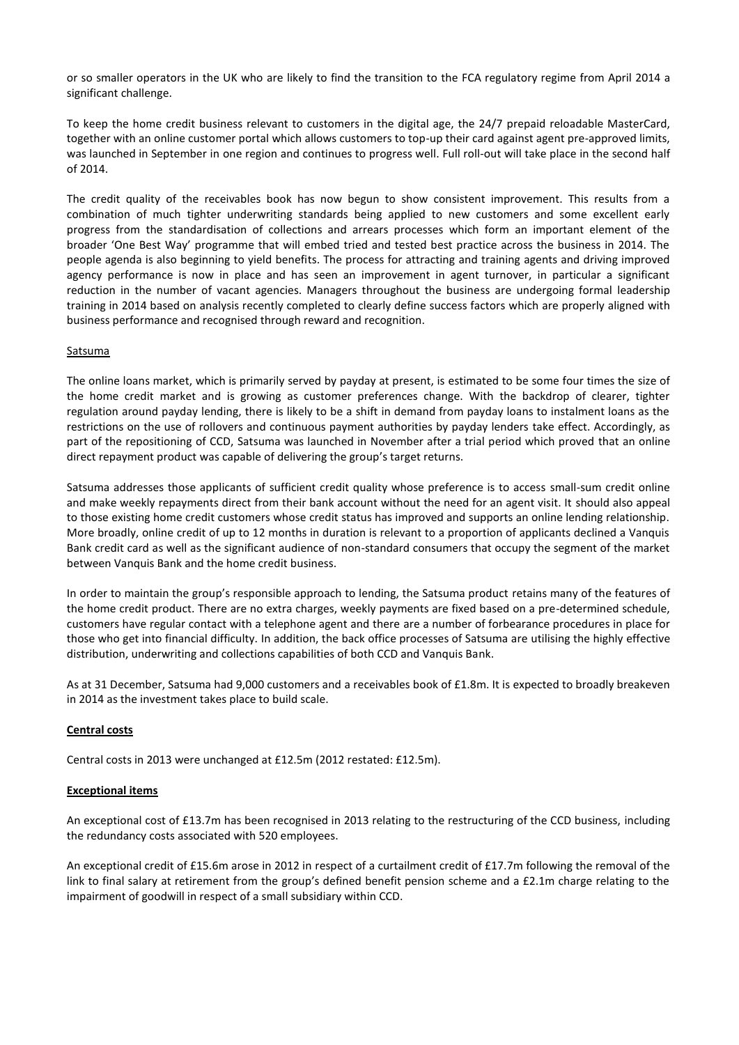or so smaller operators in the UK who are likely to find the transition to the FCA regulatory regime from April 2014 a significant challenge.

To keep the home credit business relevant to customers in the digital age, the 24/7 prepaid reloadable MasterCard, together with an online customer portal which allows customers to top-up their card against agent pre-approved limits, was launched in September in one region and continues to progress well. Full roll-out will take place in the second half of 2014.

The credit quality of the receivables book has now begun to show consistent improvement. This results from a combination of much tighter underwriting standards being applied to new customers and some excellent early progress from the standardisation of collections and arrears processes which form an important element of the broader 'One Best Way' programme that will embed tried and tested best practice across the business in 2014. The people agenda is also beginning to yield benefits. The process for attracting and training agents and driving improved agency performance is now in place and has seen an improvement in agent turnover, in particular a significant reduction in the number of vacant agencies. Managers throughout the business are undergoing formal leadership training in 2014 based on analysis recently completed to clearly define success factors which are properly aligned with business performance and recognised through reward and recognition.

Satsuma

The online loans market, which is primarily served by payday at present, is estimated to be some four times the size of the home credit market and is growing as customer preferences change. With the backdrop of clearer, tighter regulation around payday lending, there is likely to be a shift in demand from payday loans to instalment loans as the restrictions on the use of rollovers and continuous payment authorities by payday lenders take effect. Accordingly, as part of the repositioning of CCD, Satsuma was launched in November after a trial period which proved that an online direct repayment product was capable of delivering the group's target returns.

Satsuma addresses those applicants of sufficient credit quality whose preference is to access small-sum credit online and make weekly repayments direct from their bank account without the need for an agent visit. It should also appeal to those existing home credit customers whose credit status has improved and supports an online lending relationship. More broadly, online credit of up to 12 months in duration is relevant to a proportion of applicants declined a Vanquis Bank credit card as well as the significant audience of non-standard consumers that occupy the segment of the market between Vanquis Bank and the home credit business.

In order to maintain the group's responsible approach to lending, the Satsuma product retains many of the features of the home credit product. There are no extra charges, weekly payments are fixed based on a pre-determined schedule, customers have regular contact with a telephone agent and there are a number of forbearance procedures in place for those who get into financial difficulty. In addition, the back office processes of Satsuma are utilising the highly effective distribution, underwriting and collections capabilities of both CCD and Vanquis Bank.

As at 31 December, Satsuma had 9,000 customers and a receivables book of £1.8m. It is expected to broadly breakeven in 2014 as the investment takes place to build scale.

**Central costs**

Central costs in 2013 were unchanged at £12.5m (2012 restated: £12.5m).

**Exceptional items**

An exceptional cost of £13.7m has been recognised in 2013 relating to the restructuring of the CCD business, including the redundancy costs associated with 520 employees.

An exceptional credit of £15.6m arose in 2012 in respect of a curtailment credit of £17.7m following the removal of the link to final salary at retirement from the group's defined benefit pension scheme and a £2.1m charge relating to the impairment of goodwill in respect of a small subsidiary within CCD.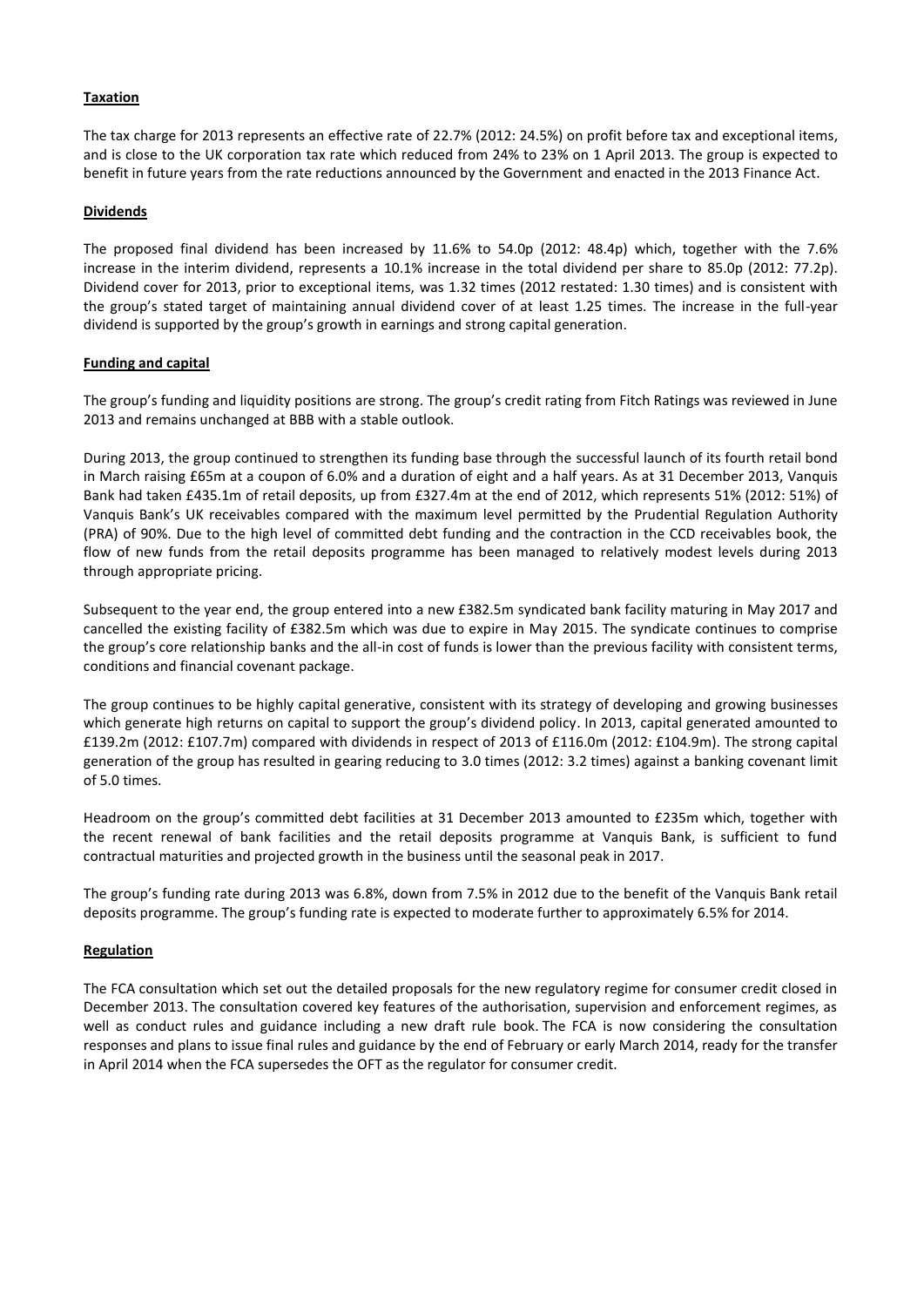## **Taxation**

The tax charge for 2013 represents an effective rate of 22.7% (2012: 24.5%) on profit before tax and exceptional items, and is close to the UK corporation tax rate which reduced from 24% to 23% on 1 April 2013. The group is expected to benefit in future years from the rate reductions announced by the Government and enacted in the 2013 Finance Act.

## **Dividends**

The proposed final dividend has been increased by 11.6% to 54.0p (2012: 48.4p) which, together with the 7.6% increase in the interim dividend, represents a 10.1% increase in the total dividend per share to 85.0p (2012: 77.2p). Dividend cover for 2013, prior to exceptional items, was 1.32 times (2012 restated: 1.30 times) and is consistent with the group's stated target of maintaining annual dividend cover of at least 1.25 times. The increase in the full-year dividend is supported by the group's growth in earnings and strong capital generation.

## **Funding and capital**

The group's funding and liquidity positions are strong. The group's credit rating from Fitch Ratings was reviewed in June 2013 and remains unchanged at BBB with a stable outlook.

During 2013, the group continued to strengthen its funding base through the successful launch of its fourth retail bond in March raising £65m at a coupon of 6.0% and a duration of eight and a half years. As at 31 December 2013, Vanquis Bank had taken £435.1m of retail deposits, up from £327.4m at the end of 2012, which represents 51% (2012: 51%) of Vanquis Bank's UK receivables compared with the maximum level permitted by the Prudential Regulation Authority (PRA) of 90%. Due to the high level of committed debt funding and the contraction in the CCD receivables book, the flow of new funds from the retail deposits programme has been managed to relatively modest levels during 2013 through appropriate pricing.

Subsequent to the year end, the group entered into a new £382.5m syndicated bank facility maturing in May 2017 and cancelled the existing facility of £382.5m which was due to expire in May 2015. The syndicate continues to comprise the group's core relationship banks and the all-in cost of funds is lower than the previous facility with consistent terms, conditions and financial covenant package.

The group continues to be highly capital generative, consistent with its strategy of developing and growing businesses which generate high returns on capital to support the group's dividend policy. In 2013, capital generated amounted to £139.2m (2012: £107.7m) compared with dividends in respect of 2013 of £116.0m (2012: £104.9m). The strong capital generation of the group has resulted in gearing reducing to 3.0 times (2012: 3.2 times) against a banking covenant limit of 5.0 times.

Headroom on the group's committed debt facilities at 31 December 2013 amounted to £235m which, together with the recent renewal of bank facilities and the retail deposits programme at Vanquis Bank, is sufficient to fund contractual maturities and projected growth in the business until the seasonal peak in 2017.

The group's funding rate during 2013 was 6.8%, down from 7.5% in 2012 due to the benefit of the Vanquis Bank retail deposits programme. The group's funding rate is expected to moderate further to approximately 6.5% for 2014.

## **Regulation**

The FCA consultation which set out the detailed proposals for the new regulatory regime for consumer credit closed in December 2013. The consultation covered key features of the authorisation, supervision and enforcement regimes, as well as conduct rules and guidance including a new draft rule book. The FCA is now considering the consultation responses and plans to issue final rules and guidance by the end of February or early March 2014, ready for the transfer in April 2014 when the FCA supersedes the OFT as the regulator for consumer credit.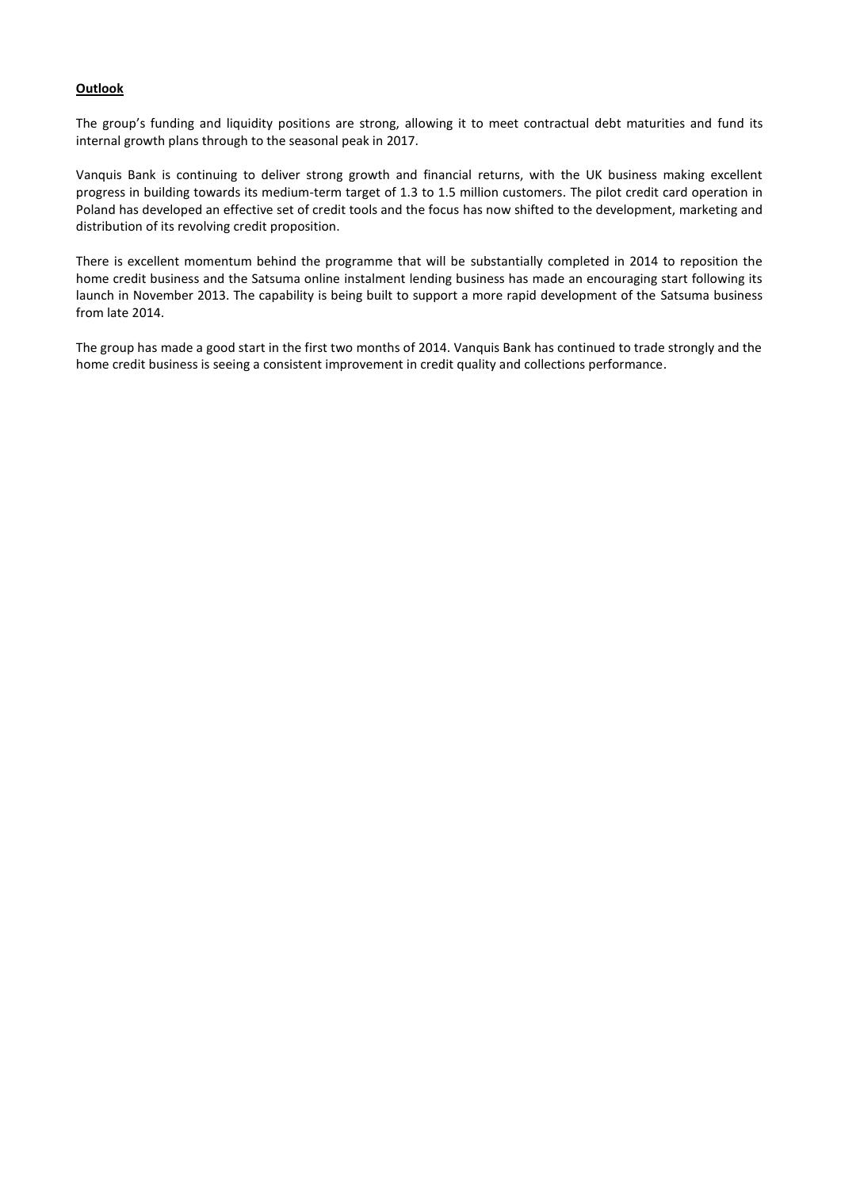**Outlook**

The group's funding and liquidity positions are strong, allowing it to meet contractual debt maturities and fund its internal growth plans through to the seasonal peak in 2017.

Vanquis Bank is continuing to deliver strong growth and financial returns, with the UK business making excellent progress in building towards its medium-term target of 1.3 to 1.5 million customers. The pilot credit card operation in Poland has developed an effective set of credit tools and the focus has now shifted to the development, marketing and distribution of its revolving credit proposition.

There is excellent momentum behind the programme that will be substantially completed in 2014 to reposition the home credit business and the Satsuma online instalment lending business has made an encouraging start following its launch in November 2013. The capability is being built to support a more rapid development of the Satsuma business from late 2014.

The group has made a good start in the first two months of 2014. Vanquis Bank has continued to trade strongly and the home credit business is seeing a consistent improvement in credit quality and collections performance.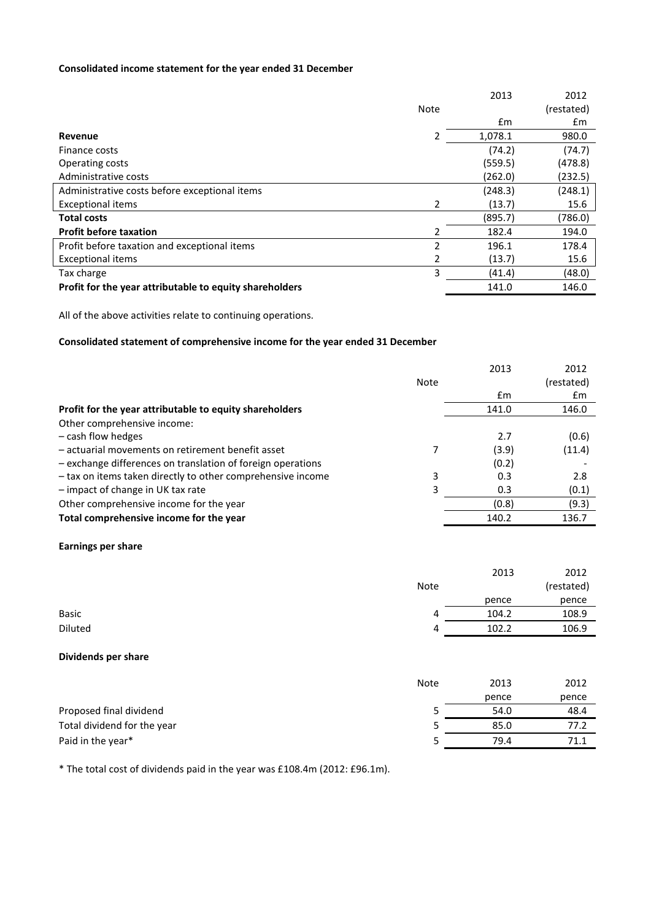**Consolidated income statement for the year ended 31 December**

| | Note | 2013 | 2012 (restated) |
|---|---|---|---|
| | | £m | £m |
| **Revenue** | 2 | 1,078.1 | 980.0 |
| Finance costs | | (74.2) | (74.7) |
| Operating costs | | (559.5) | (478.8) |
| Administrative costs | | (262.0) | (232.5) |
| Administrative costs before exceptional items | | (248.3) | (248.1) |
| Exceptional items | 2 | (13.7) | 15.6 |
| **Total costs** | | (895.7) | (786.0) |
| **Profit before taxation** | 2 | 182.4 | 194.0 |
| Profit before taxation and exceptional items | 2 | 196.1 | 178.4 |
| Exceptional items | 2 | (13.7) | 15.6 |
| Tax charge | 3 | (41.4) | (48.0) |
| **Profit for the year attributable to equity shareholders** | | 141.0 | 146.0 |

All of the above activities relate to continuing operations.

**Consolidated statement of comprehensive income for the year ended 31 December**

| | Note | 2013 | 2012 (restated) |
|---|---|---|---|
| | | £m | £m |
| **Profit for the year attributable to equity shareholders** | | 141.0 | 146.0 |
| Other comprehensive income: | | | |
| – cash flow hedges | | 2.7 | (0.6) |
| – actuarial movements on retirement benefit asset | 7 | (3.9) | (11.4) |
| – exchange differences on translation of foreign operations | | (0.2) | - |
| – tax on items taken directly to other comprehensive income | 3 | 0.3 | 2.8 |
| – impact of change in UK tax rate | 3 | 0.3 | (0.1) |
| Other comprehensive income for the year | | (0.8) | (9.3) |
| **Total comprehensive income for the year** | | 140.2 | 136.7 |

**Earnings per share**

| | Note | 2013 | 2012 (restated) |
|---|---|---|---|
| | | pence | pence |
| Basic | 4 | 104.2 | 108.9 |
| Diluted | 4 | 102.2 | 106.9 |

**Dividends per share**

| | Note | 2013 | 2012 |
|---|---|---|---|
| | | pence | pence |
| Proposed final dividend | 5 | 54.0 | 48.4 |
| Total dividend for the year | 5 | 85.0 | 77.2 |
| Paid in the year* | 5 | 79.4 | 71.1 |

* The total cost of dividends paid in the year was £108.4m (2012: £96.1m).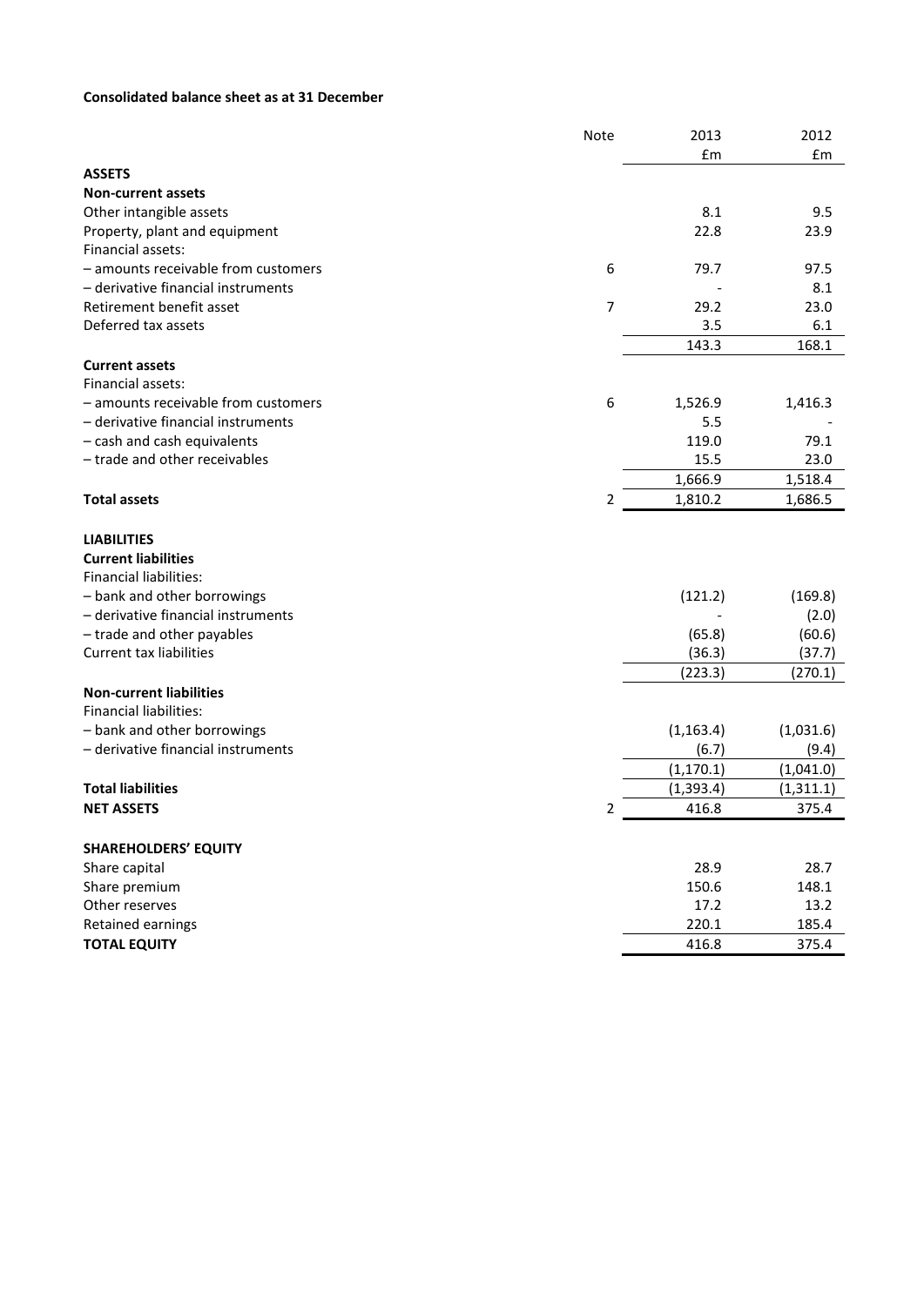**Consolidated balance sheet as at 31 December**

| | Note | 2013 | 2012 |
|---|---|---|---|
| | | £m | £m |
| **ASSETS** | | | |
| **Non-current assets** | | | |
| Other intangible assets | | 8.1 | 9.5 |
| Property, plant and equipment | | 22.8 | 23.9 |
| Financial assets: | | | |
| – amounts receivable from customers | 6 | 79.7 | 97.5 |
| – derivative financial instruments | | - | 8.1 |
| Retirement benefit asset | 7 | 29.2 | 23.0 |
| Deferred tax assets | | 3.5 | 6.1 |
| | | 143.3 | 168.1 |
| **Current assets** | | | |
| Financial assets: | | | |
| – amounts receivable from customers | 6 | 1,526.9 | 1,416.3 |
| – derivative financial instruments | | 5.5 | - |
| – cash and cash equivalents | | 119.0 | 79.1 |
| – trade and other receivables | | 15.5 | 23.0 |
| | | 1,666.9 | 1,518.4 |
| **Total assets** | 2 | 1,810.2 | 1,686.5 |
| | | | |
| **LIABILITIES** | | | |
| **Current liabilities** | | | |
| Financial liabilities: | | | |
| – bank and other borrowings | | (121.2) | (169.8) |
| – derivative financial instruments | | - | (2.0) |
| – trade and other payables | | (65.8) | (60.6) |
| Current tax liabilities | | (36.3) | (37.7) |
| | | (223.3) | (270.1) |
| **Non-current liabilities** | | | |
| Financial liabilities: | | | |
| – bank and other borrowings | | (1,163.4) | (1,031.6) |
| – derivative financial instruments | | (6.7) | (9.4) |
| | | (1,170.1) | (1,041.0) |
| **Total liabilities** | | (1,393.4) | (1,311.1) |
| **NET ASSETS** | 2 | 416.8 | 375.4 |
| | | | |
| **SHAREHOLDERS' EQUITY** | | | |
| Share capital | | 28.9 | 28.7 |
| Share premium | | 150.6 | 148.1 |
| Other reserves | | 17.2 | 13.2 |
| Retained earnings | | 220.1 | 185.4 |
| **TOTAL EQUITY** | | 416.8 | 375.4 |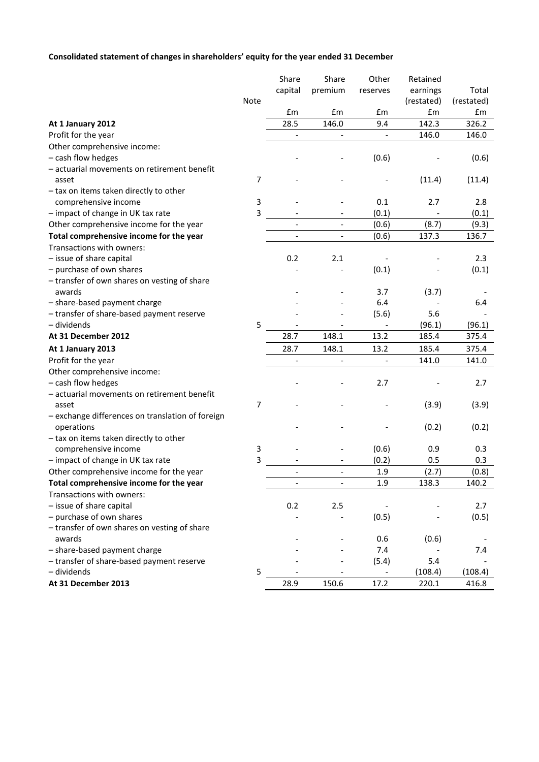**Consolidated statement of changes in shareholders' equity for the year ended 31 December**

| | Note | Share capital | Share premium | Other reserves | Retained earnings (restated) | Total (restated) |
|---|---|---|---|---|---|---|
| | | £m | £m | £m | £m | £m |
| **At 1 January 2012** | | 28.5 | 146.0 | 9.4 | 142.3 | 326.2 |
| Profit for the year | | - | - | - | 146.0 | 146.0 |
| Other comprehensive income: | | | | | | |
| – cash flow hedges | | - | - | (0.6) | - | (0.6) |
| – actuarial movements on retirement benefit asset | 7 | - | - | - | (11.4) | (11.4) |
| – tax on items taken directly to other comprehensive income | 3 | - | - | 0.1 | 2.7 | 2.8 |
| – impact of change in UK tax rate | 3 | - | - | (0.1) | - | (0.1) |
| Other comprehensive income for the year | | - | - | (0.6) | (8.7) | (9.3) |
| **Total comprehensive income for the year** | | - | - | (0.6) | 137.3 | 136.7 |
| Transactions with owners: | | | | | | |
| – issue of share capital | | 0.2 | 2.1 | - | - | 2.3 |
| – purchase of own shares | | - | - | (0.1) | - | (0.1) |
| – transfer of own shares on vesting of share awards | | - | - | 3.7 | (3.7) | - |
| – share-based payment charge | | - | - | 6.4 | - | 6.4 |
| – transfer of share-based payment reserve | | - | - | (5.6) | 5.6 | - |
| – dividends | 5 | - | - | - | (96.1) | (96.1) |
| **At 31 December 2012** | | 28.7 | 148.1 | 13.2 | 185.4 | 375.4 |
| **At 1 January 2013** | | 28.7 | 148.1 | 13.2 | 185.4 | 375.4 |
| Profit for the year | | - | - | - | 141.0 | 141.0 |
| Other comprehensive income: | | | | | | |
| – cash flow hedges | | - | - | 2.7 | - | 2.7 |
| – actuarial movements on retirement benefit asset | 7 | - | - | - | (3.9) | (3.9) |
| – exchange differences on translation of foreign operations | | - | - | - | (0.2) | (0.2) |
| – tax on items taken directly to other comprehensive income | 3 | - | - | (0.6) | 0.9 | 0.3 |
| – impact of change in UK tax rate | 3 | - | - | (0.2) | 0.5 | 0.3 |
| Other comprehensive income for the year | | - | - | 1.9 | (2.7) | (0.8) |
| **Total comprehensive income for the year** | | - | - | 1.9 | 138.3 | 140.2 |
| Transactions with owners: | | | | | | |
| – issue of share capital | | 0.2 | 2.5 | - | - | 2.7 |
| – purchase of own shares | | - | - | (0.5) | - | (0.5) |
| – transfer of own shares on vesting of share awards | | - | - | 0.6 | (0.6) | - |
| – share-based payment charge | | - | - | 7.4 | - | 7.4 |
| – transfer of share-based payment reserve | | - | - | (5.4) | 5.4 | - |
| – dividends | 5 | - | - | - | (108.4) | (108.4) |
| **At 31 December 2013** | | 28.9 | 150.6 | 17.2 | 220.1 | 416.8 |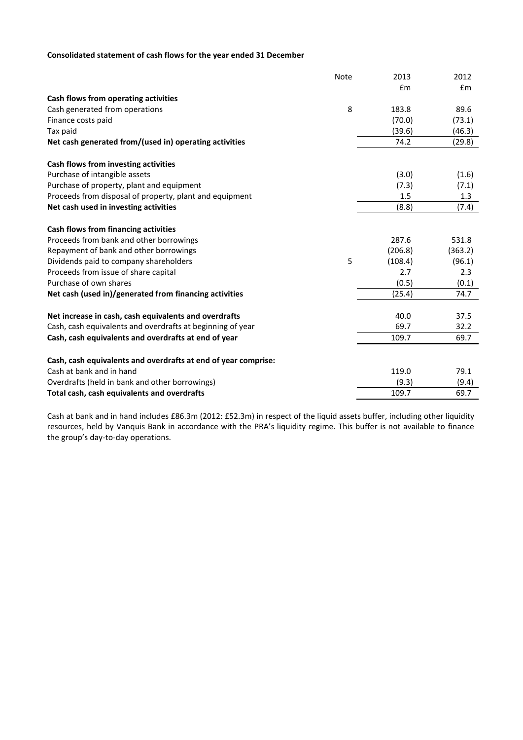**Consolidated statement of cash flows for the year ended 31 December**

| | Note | 2013 | 2012 |
|---|---|---|---|
| | | £m | £m |
| **Cash flows from operating activities** | | | |
| Cash generated from operations | 8 | 183.8 | 89.6 |
| Finance costs paid | | (70.0) | (73.1) |
| Tax paid | | (39.6) | (46.3) |
| **Net cash generated from/(used in) operating activities** | | 74.2 | (29.8) |
| | | | |
| **Cash flows from investing activities** | | | |
| Purchase of intangible assets | | (3.0) | (1.6) |
| Purchase of property, plant and equipment | | (7.3) | (7.1) |
| Proceeds from disposal of property, plant and equipment | | 1.5 | 1.3 |
| **Net cash used in investing activities** | | (8.8) | (7.4) |
| | | | |
| **Cash flows from financing activities** | | | |
| Proceeds from bank and other borrowings | | 287.6 | 531.8 |
| Repayment of bank and other borrowings | | (206.8) | (363.2) |
| Dividends paid to company shareholders | 5 | (108.4) | (96.1) |
| Proceeds from issue of share capital | | 2.7 | 2.3 |
| Purchase of own shares | | (0.5) | (0.1) |
| **Net cash (used in)/generated from financing activities** | | (25.4) | 74.7 |
| | | | |
| **Net increase in cash, cash equivalents and overdrafts** | | 40.0 | 37.5 |
| Cash, cash equivalents and overdrafts at beginning of year | | 69.7 | 32.2 |
| **Cash, cash equivalents and overdrafts at end of year** | | 109.7 | 69.7 |
| | | | |
| **Cash, cash equivalents and overdrafts at end of year comprise:** | | | |
| Cash at bank and in hand | | 119.0 | 79.1 |
| Overdrafts (held in bank and other borrowings) | | (9.3) | (9.4) |
| **Total cash, cash equivalents and overdrafts** | | 109.7 | 69.7 |

Cash at bank and in hand includes £86.3m (2012: £52.3m) in respect of the liquid assets buffer, including other liquidity resources, held by Vanquis Bank in accordance with the PRA's liquidity regime. This buffer is not available to finance the group's day-to-day operations.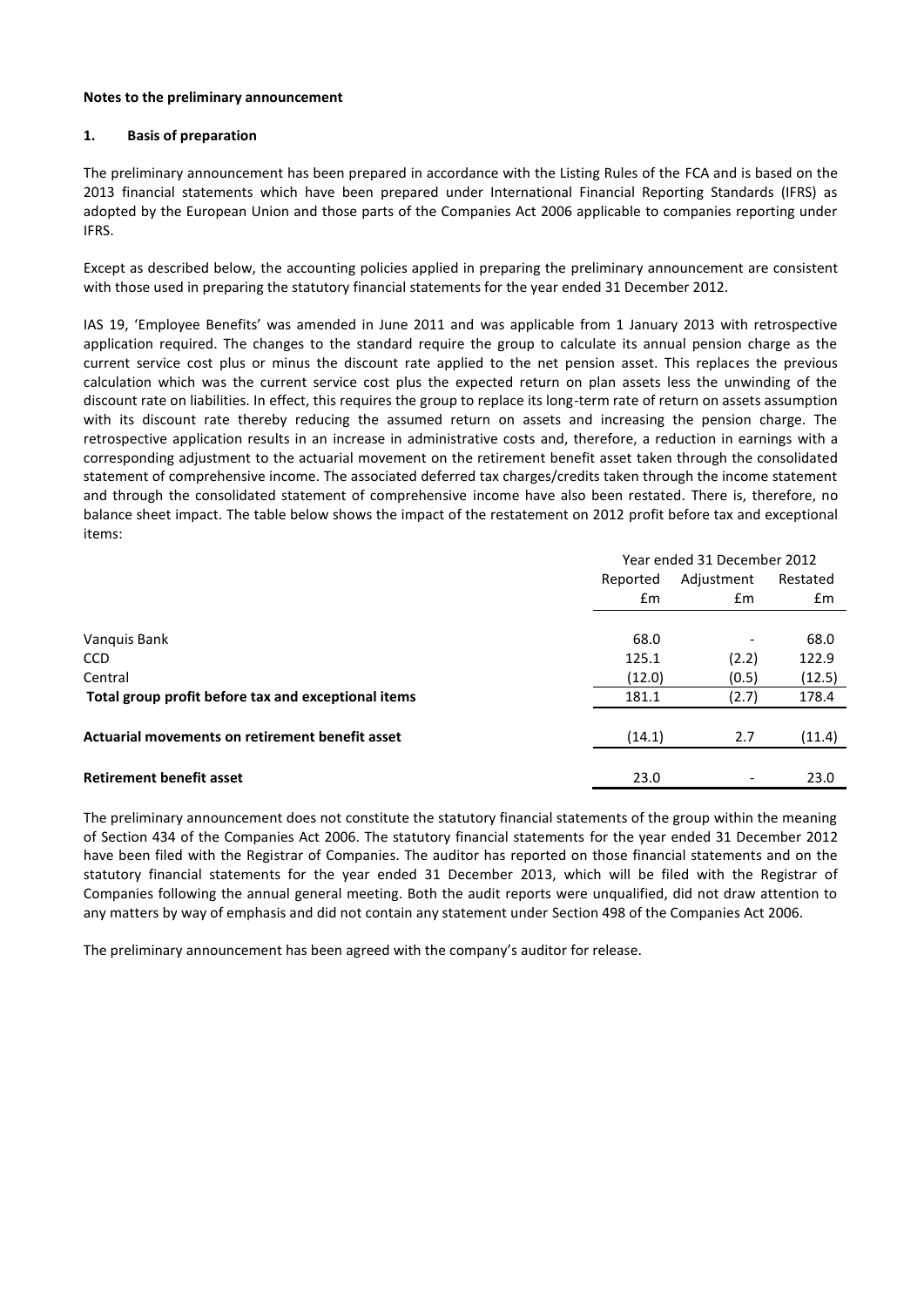**Notes to the preliminary announcement**

**1. Basis of preparation**

The preliminary announcement has been prepared in accordance with the Listing Rules of the FCA and is based on the 2013 financial statements which have been prepared under International Financial Reporting Standards (IFRS) as adopted by the European Union and those parts of the Companies Act 2006 applicable to companies reporting under IFRS.

Except as described below, the accounting policies applied in preparing the preliminary announcement are consistent with those used in preparing the statutory financial statements for the year ended 31 December 2012.

IAS 19, 'Employee Benefits' was amended in June 2011 and was applicable from 1 January 2013 with retrospective application required. The changes to the standard require the group to calculate its annual pension charge as the current service cost plus or minus the discount rate applied to the net pension asset. This replaces the previous calculation which was the current service cost plus the expected return on plan assets less the unwinding of the discount rate on liabilities. In effect, this requires the group to replace its long-term rate of return on assets assumption with its discount rate thereby reducing the assumed return on assets and increasing the pension charge. The retrospective application results in an increase in administrative costs and, therefore, a reduction in earnings with a corresponding adjustment to the actuarial movement on the retirement benefit asset taken through the consolidated statement of comprehensive income. The associated deferred tax charges/credits taken through the income statement and through the consolidated statement of comprehensive income have also been restated. There is, therefore, no balance sheet impact. The table below shows the impact of the restatement on 2012 profit before tax and exceptional items:

| | Year ended 31 December 2012 | | |
|---|---|---|---|
| | Reported | Adjustment | Restated |
| | £m | £m | £m |
| Vanquis Bank | 68.0 | - | 68.0 |
| CCD | 125.1 | (2.2) | 122.9 |
| Central | (12.0) | (0.5) | (12.5) |
| **Total group profit before tax and exceptional items** | 181.1 | (2.7) | 178.4 |
| **Actuarial movements on retirement benefit asset** | (14.1) | 2.7 | (11.4) |
| **Retirement benefit asset** | 23.0 | - | 23.0 |

The preliminary announcement does not constitute the statutory financial statements of the group within the meaning of Section 434 of the Companies Act 2006. The statutory financial statements for the year ended 31 December 2012 have been filed with the Registrar of Companies. The auditor has reported on those financial statements and on the statutory financial statements for the year ended 31 December 2013, which will be filed with the Registrar of Companies following the annual general meeting. Both the audit reports were unqualified, did not draw attention to any matters by way of emphasis and did not contain any statement under Section 498 of the Companies Act 2006.

The preliminary announcement has been agreed with the company's auditor for release.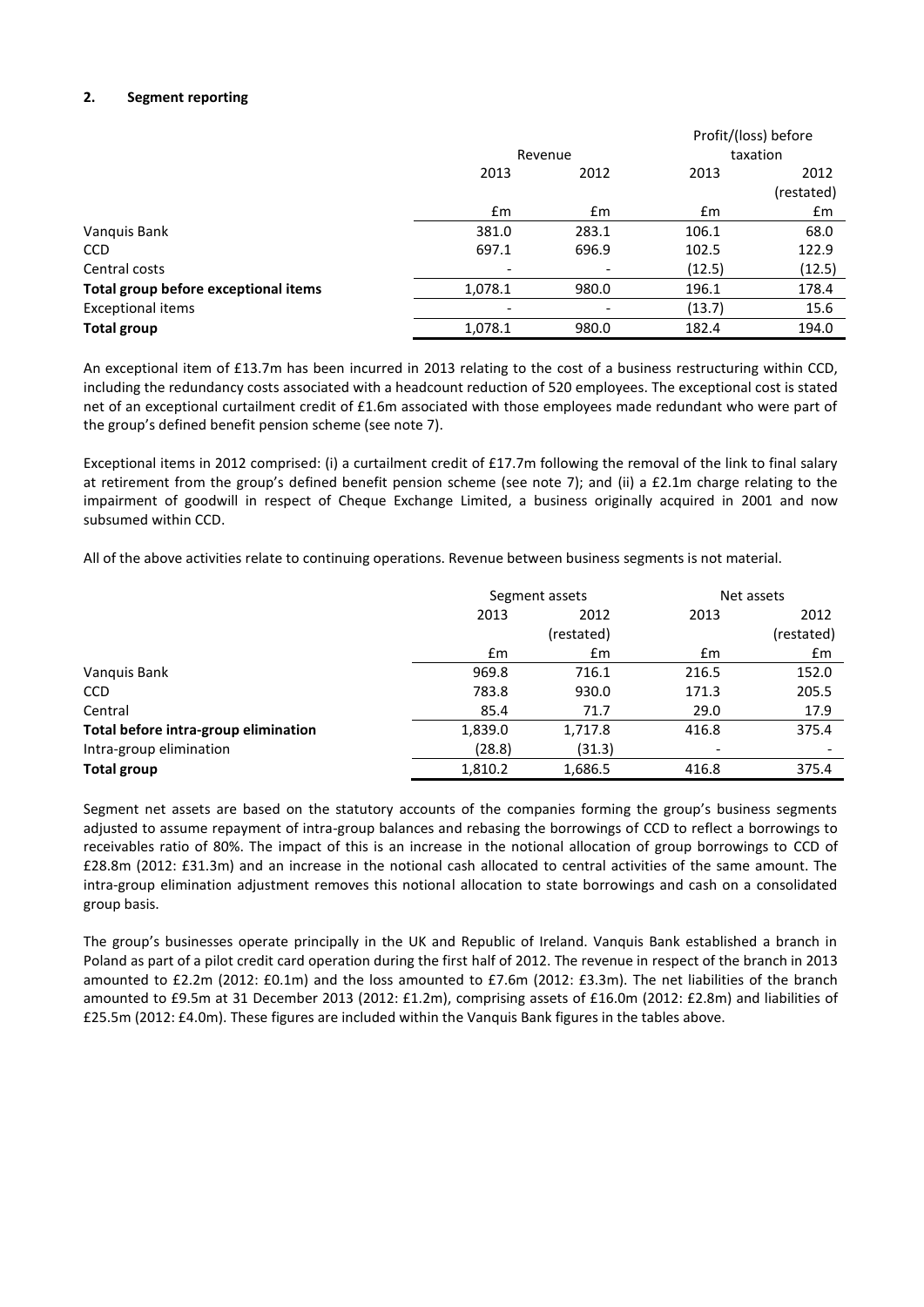## 2. Segment reporting

| | Revenue | | Profit/(loss) before taxation | |
|---|---|---|---|---|
| | 2013 | 2012 | 2013 | 2012 (restated) |
| | £m | £m | £m | £m |
| Vanquis Bank | 381.0 | 283.1 | 106.1 | 68.0 |
| CCD | 697.1 | 696.9 | 102.5 | 122.9 |
| Central costs | - | - | (12.5) | (12.5) |
| **Total group before exceptional items** | 1,078.1 | 980.0 | 196.1 | 178.4 |
| Exceptional items | - | - | (13.7) | 15.6 |
| **Total group** | 1,078.1 | 980.0 | 182.4 | 194.0 |

An exceptional item of £13.7m has been incurred in 2013 relating to the cost of a business restructuring within CCD, including the redundancy costs associated with a headcount reduction of 520 employees. The exceptional cost is stated net of an exceptional curtailment credit of £1.6m associated with those employees made redundant who were part of the group's defined benefit pension scheme (see note 7).

Exceptional items in 2012 comprised: (i) a curtailment credit of £17.7m following the removal of the link to final salary at retirement from the group's defined benefit pension scheme (see note 7); and (ii) a £2.1m charge relating to the impairment of goodwill in respect of Cheque Exchange Limited, a business originally acquired in 2001 and now subsumed within CCD.

All of the above activities relate to continuing operations. Revenue between business segments is not material.

| | Segment assets | | Net assets | |
|---|---|---|---|---|
| | 2013 | 2012 (restated) | 2013 | 2012 (restated) |
| | £m | £m | £m | £m |
| Vanquis Bank | 969.8 | 716.1 | 216.5 | 152.0 |
| CCD | 783.8 | 930.0 | 171.3 | 205.5 |
| Central | 85.4 | 71.7 | 29.0 | 17.9 |
| **Total before intra-group elimination** | 1,839.0 | 1,717.8 | 416.8 | 375.4 |
| Intra-group elimination | (28.8) | (31.3) | - | - |
| **Total group** | 1,810.2 | 1,686.5 | 416.8 | 375.4 |

Segment net assets are based on the statutory accounts of the companies forming the group's business segments adjusted to assume repayment of intra-group balances and rebasing the borrowings of CCD to reflect a borrowings to receivables ratio of 80%. The impact of this is an increase in the notional allocation of group borrowings to CCD of £28.8m (2012: £31.3m) and an increase in the notional cash allocated to central activities of the same amount. The intra-group elimination adjustment removes this notional allocation to state borrowings and cash on a consolidated group basis.

The group's businesses operate principally in the UK and Republic of Ireland. Vanquis Bank established a branch in Poland as part of a pilot credit card operation during the first half of 2012. The revenue in respect of the branch in 2013 amounted to £2.2m (2012: £0.1m) and the loss amounted to £7.6m (2012: £3.3m). The net liabilities of the branch amounted to £9.5m at 31 December 2013 (2012: £1.2m), comprising assets of £16.0m (2012: £2.8m) and liabilities of £25.5m (2012: £4.0m). These figures are included within the Vanquis Bank figures in the tables above.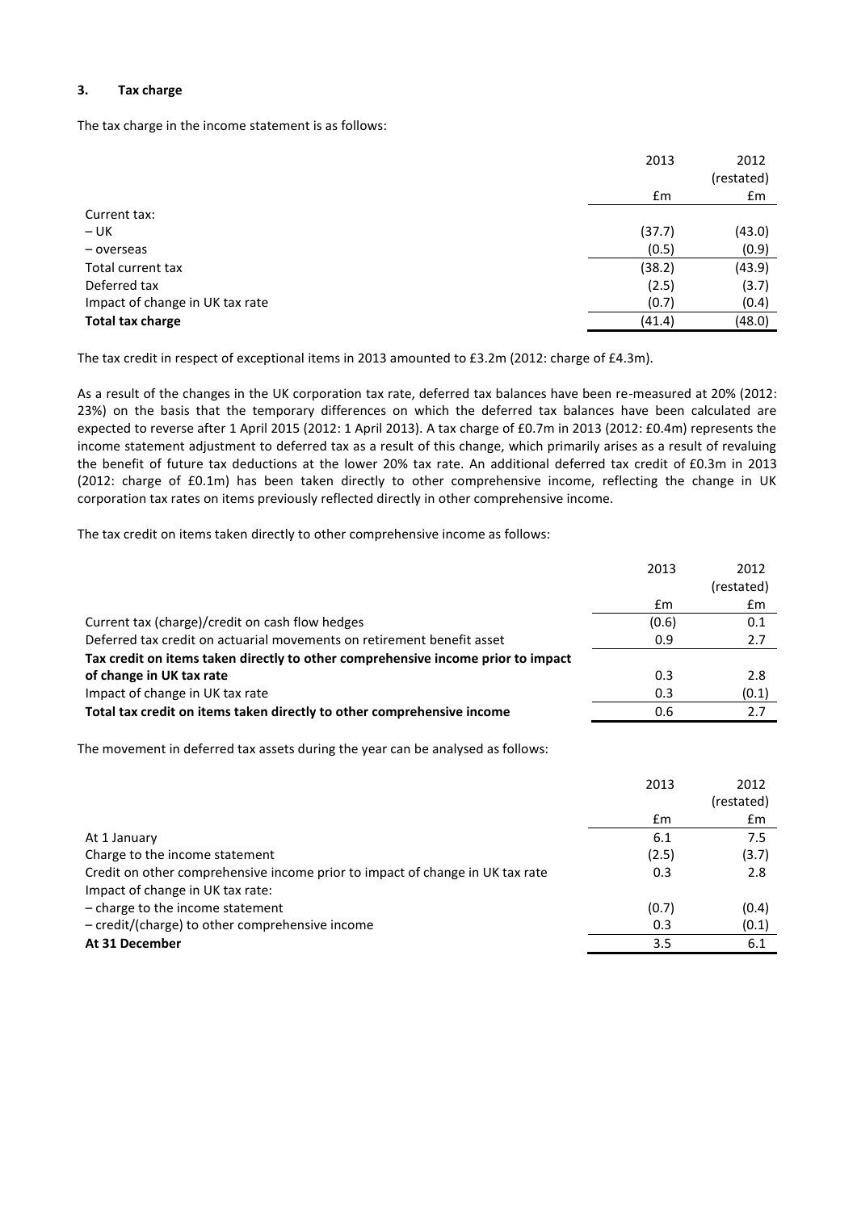### 3. Tax charge

The tax charge in the income statement is as follows:

| | 2013 | 2012 (restated) |
|---|---|---|
| | £m | £m |
| Current tax: | | |
| – UK | (37.7) | (43.0) |
| – overseas | (0.5) | (0.9) |
| Total current tax | (38.2) | (43.9) |
| Deferred tax | (2.5) | (3.7) |
| Impact of change in UK tax rate | (0.7) | (0.4) |
| **Total tax charge** | (41.4) | (48.0) |

The tax credit in respect of exceptional items in 2013 amounted to £3.2m (2012: charge of £4.3m).

As a result of the changes in the UK corporation tax rate, deferred tax balances have been re-measured at 20% (2012: 23%) on the basis that the temporary differences on which the deferred tax balances have been calculated are expected to reverse after 1 April 2015 (2012: 1 April 2013). A tax charge of £0.7m in 2013 (2012: £0.4m) represents the income statement adjustment to deferred tax as a result of this change, which primarily arises as a result of revaluing the benefit of future tax deductions at the lower 20% tax rate. An additional deferred tax credit of £0.3m in 2013 (2012: charge of £0.1m) has been taken directly to other comprehensive income, reflecting the change in UK corporation tax rates on items previously reflected directly in other comprehensive income.

The tax credit on items taken directly to other comprehensive income as follows:

| | 2013 | 2012 (restated) |
|---|---|---|
| | £m | £m |
| Current tax (charge)/credit on cash flow hedges | (0.6) | 0.1 |
| Deferred tax credit on actuarial movements on retirement benefit asset | 0.9 | 2.7 |
| **Tax credit on items taken directly to other comprehensive income prior to impact of change in UK tax rate** | 0.3 | 2.8 |
| Impact of change in UK tax rate | 0.3 | (0.1) |
| **Total tax credit on items taken directly to other comprehensive income** | 0.6 | 2.7 |

The movement in deferred tax assets during the year can be analysed as follows:

| | 2013 | 2012 (restated) |
|---|---|---|
| | £m | £m |
| At 1 January | 6.1 | 7.5 |
| Charge to the income statement | (2.5) | (3.7) |
| Credit on other comprehensive income prior to impact of change in UK tax rate | 0.3 | 2.8 |
| Impact of change in UK tax rate: | | |
| – charge to the income statement | (0.7) | (0.4) |
| – credit/(charge) to other comprehensive income | 0.3 | (0.1) |
| **At 31 December** | 3.5 | 6.1 |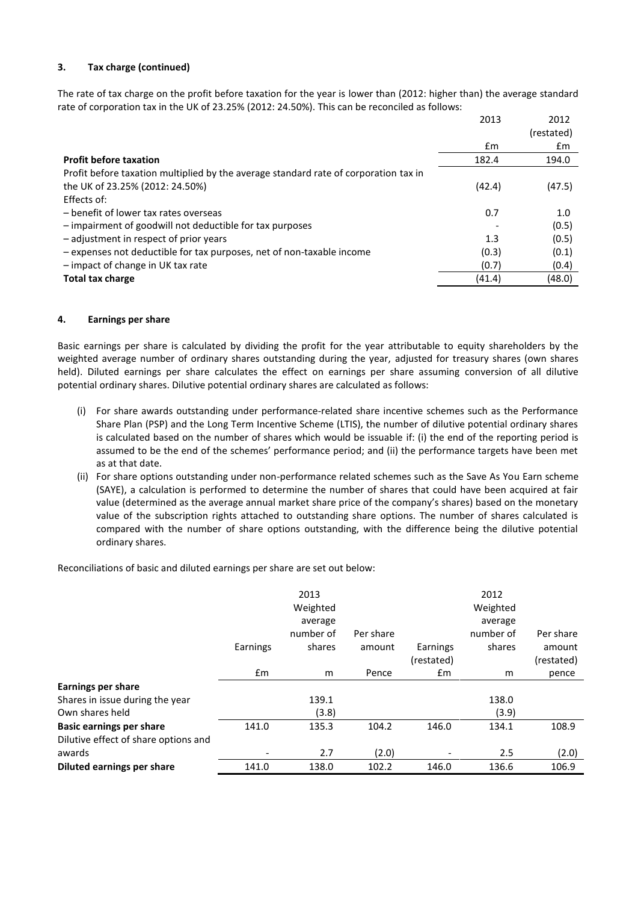## 3. Tax charge (continued)

The rate of tax charge on the profit before taxation for the year is lower than (2012: higher than) the average standard rate of corporation tax in the UK of 23.25% (2012: 24.50%). This can be reconciled as follows:

| | 2013 | 2012 (restated) |
|---|---|---|
| | £m | £m |
| **Profit before taxation** | 182.4 | 194.0 |
| Profit before taxation multiplied by the average standard rate of corporation tax in the UK of 23.25% (2012: 24.50%) | (42.4) | (47.5) |
| Effects of: | | |
| – benefit of lower tax rates overseas | 0.7 | 1.0 |
| – impairment of goodwill not deductible for tax purposes | - | (0.5) |
| – adjustment in respect of prior years | 1.3 | (0.5) |
| – expenses not deductible for tax purposes, net of non-taxable income | (0.3) | (0.1) |
| – impact of change in UK tax rate | (0.7) | (0.4) |
| **Total tax charge** | (41.4) | (48.0) |

## 4. Earnings per share

Basic earnings per share is calculated by dividing the profit for the year attributable to equity shareholders by the weighted average number of ordinary shares outstanding during the year, adjusted for treasury shares (own shares held). Diluted earnings per share calculates the effect on earnings per share assuming conversion of all dilutive potential ordinary shares. Dilutive potential ordinary shares are calculated as follows:

(i) For share awards outstanding under performance-related share incentive schemes such as the Performance Share Plan (PSP) and the Long Term Incentive Scheme (LTIS), the number of dilutive potential ordinary shares is calculated based on the number of shares which would be issuable if: (i) the end of the reporting period is assumed to be the end of the schemes' performance period; and (ii) the performance targets have been met as at that date.

(ii) For share options outstanding under non-performance related schemes such as the Save As You Earn scheme (SAYE), a calculation is performed to determine the number of shares that could have been acquired at fair value (determined as the average annual market share price of the company's shares) based on the monetary value of the subscription rights attached to outstanding share options. The number of shares calculated is compared with the number of share options outstanding, with the difference being the dilutive potential ordinary shares.

Reconciliations of basic and diluted earnings per share are set out below:

| | 2013 Earnings | 2013 Weighted average number of shares | 2013 Per share amount | 2012 Earnings (restated) | 2012 Weighted average number of shares | 2012 Per share amount (restated) |
|---|---|---|---|---|---|---|
| | £m | m | Pence | £m | m | pence |
| **Earnings per share** | | | | | | |
| Shares in issue during the year | | 139.1 | | | 138.0 | |
| Own shares held | | (3.8) | | | (3.9) | |
| **Basic earnings per share** | 141.0 | 135.3 | 104.2 | 146.0 | 134.1 | 108.9 |
| Dilutive effect of share options and awards | - | 2.7 | (2.0) | - | 2.5 | (2.0) |
| **Diluted earnings per share** | 141.0 | 138.0 | 102.2 | 146.0 | 136.6 | 106.9 |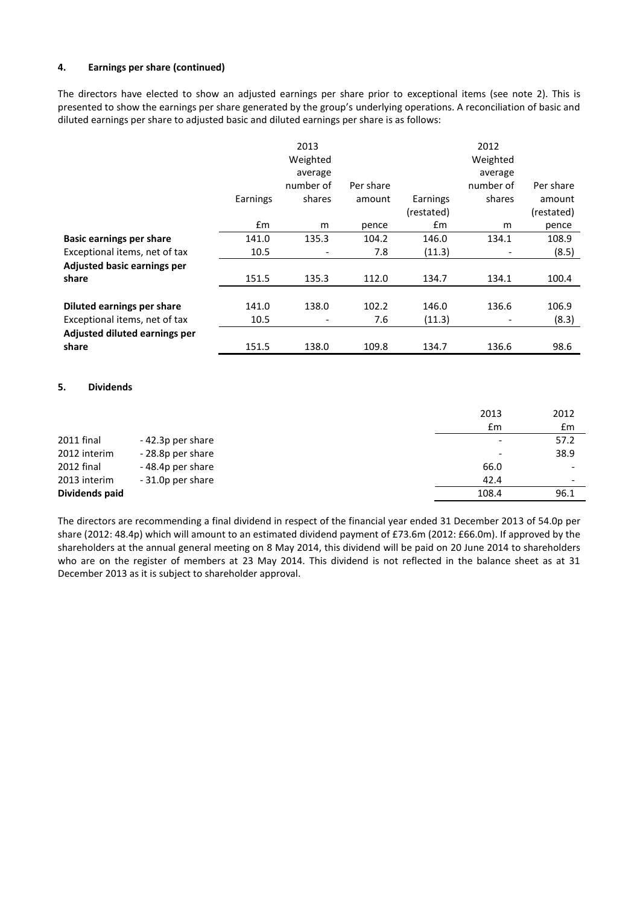### 4. Earnings per share (continued)

The directors have elected to show an adjusted earnings per share prior to exceptional items (see note 2). This is presented to show the earnings per share generated by the group's underlying operations. A reconciliation of basic and diluted earnings per share to adjusted basic and diluted earnings per share is as follows:

| | 2013 | | | 2012 | | |
|---|---|---|---|---|---|---|
| | Earnings | Weighted average number of shares | Per share amount | Earnings (restated) | Weighted average number of shares | Per share amount (restated) |
| | £m | m | pence | £m | m | pence |
| **Basic earnings per share** | 141.0 | 135.3 | 104.2 | 146.0 | 134.1 | 108.9 |
| Exceptional items, net of tax | 10.5 | - | 7.8 | (11.3) | - | (8.5) |
| **Adjusted basic earnings per share** | 151.5 | 135.3 | 112.0 | 134.7 | 134.1 | 100.4 |
| | | | | | | |
| **Diluted earnings per share** | 141.0 | 138.0 | 102.2 | 146.0 | 136.6 | 106.9 |
| Exceptional items, net of tax | 10.5 | - | 7.6 | (11.3) | - | (8.3) |
| **Adjusted diluted earnings per share** | 151.5 | 138.0 | 109.8 | 134.7 | 136.6 | 98.6 |

### 5. Dividends

| | | 2013 | 2012 |
|---|---|---|---|
| | | £m | £m |
| 2011 final | - 42.3p per share | - | 57.2 |
| 2012 interim | - 28.8p per share | - | 38.9 |
| 2012 final | - 48.4p per share | 66.0 | - |
| 2013 interim | - 31.0p per share | 42.4 | - |
| **Dividends paid** | | 108.4 | 96.1 |

The directors are recommending a final dividend in respect of the financial year ended 31 December 2013 of 54.0p per share (2012: 48.4p) which will amount to an estimated dividend payment of £73.6m (2012: £66.0m). If approved by the shareholders at the annual general meeting on 8 May 2014, this dividend will be paid on 20 June 2014 to shareholders who are on the register of members at 23 May 2014. This dividend is not reflected in the balance sheet as at 31 December 2013 as it is subject to shareholder approval.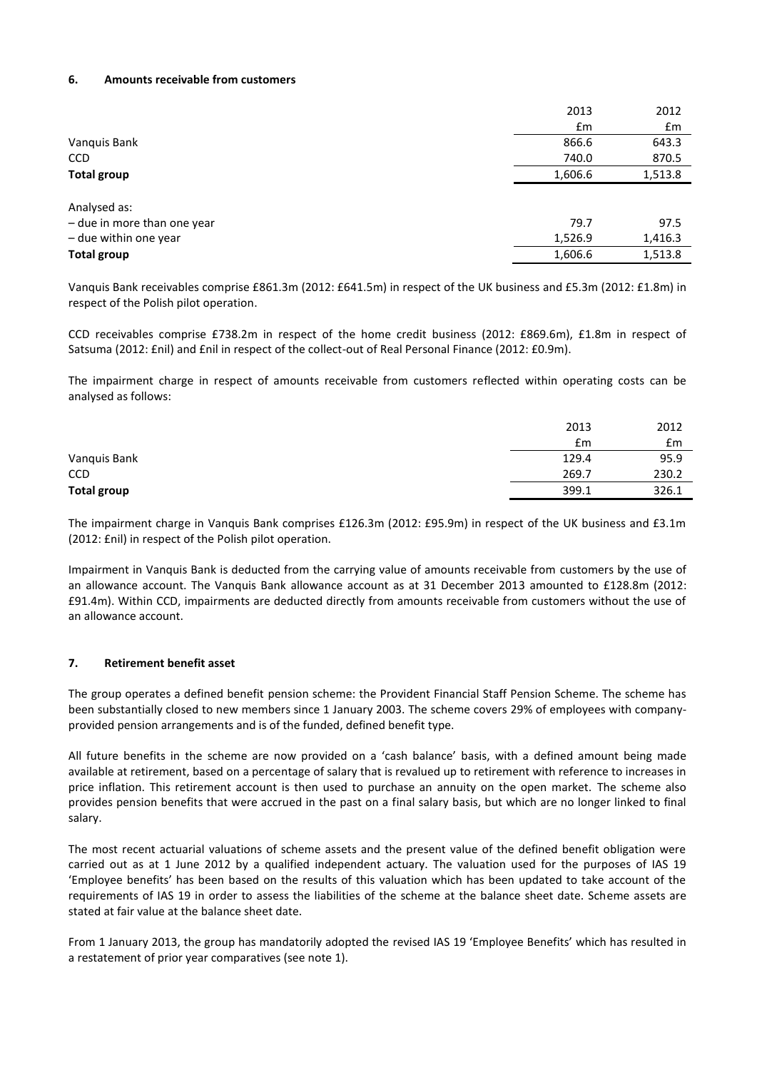## 6. Amounts receivable from customers

| | 2013 | 2012 |
|---|---|---|
| | £m | £m |
| Vanquis Bank | 866.6 | 643.3 |
| CCD | 740.0 | 870.5 |
| **Total group** | 1,606.6 | 1,513.8 |
| | | |
| Analysed as: | | |
| – due in more than one year | 79.7 | 97.5 |
| – due within one year | 1,526.9 | 1,416.3 |
| **Total group** | 1,606.6 | 1,513.8 |

Vanquis Bank receivables comprise £861.3m (2012: £641.5m) in respect of the UK business and £5.3m (2012: £1.8m) in respect of the Polish pilot operation.

CCD receivables comprise £738.2m in respect of the home credit business (2012: £869.6m), £1.8m in respect of Satsuma (2012: £nil) and £nil in respect of the collect-out of Real Personal Finance (2012: £0.9m).

The impairment charge in respect of amounts receivable from customers reflected within operating costs can be analysed as follows:

| | 2013 | 2012 |
|---|---|---|
| | £m | £m |
| Vanquis Bank | 129.4 | 95.9 |
| CCD | 269.7 | 230.2 |
| **Total group** | 399.1 | 326.1 |

The impairment charge in Vanquis Bank comprises £126.3m (2012: £95.9m) in respect of the UK business and £3.1m (2012: £nil) in respect of the Polish pilot operation.

Impairment in Vanquis Bank is deducted from the carrying value of amounts receivable from customers by the use of an allowance account. The Vanquis Bank allowance account as at 31 December 2013 amounted to £128.8m (2012: £91.4m). Within CCD, impairments are deducted directly from amounts receivable from customers without the use of an allowance account.

## 7. Retirement benefit asset

The group operates a defined benefit pension scheme: the Provident Financial Staff Pension Scheme. The scheme has been substantially closed to new members since 1 January 2003. The scheme covers 29% of employees with company-provided pension arrangements and is of the funded, defined benefit type.

All future benefits in the scheme are now provided on a 'cash balance' basis, with a defined amount being made available at retirement, based on a percentage of salary that is revalued up to retirement with reference to increases in price inflation. This retirement account is then used to purchase an annuity on the open market. The scheme also provides pension benefits that were accrued in the past on a final salary basis, but which are no longer linked to final salary.

The most recent actuarial valuations of scheme assets and the present value of the defined benefit obligation were carried out as at 1 June 2012 by a qualified independent actuary. The valuation used for the purposes of IAS 19 'Employee benefits' has been based on the results of this valuation which has been updated to take account of the requirements of IAS 19 in order to assess the liabilities of the scheme at the balance sheet date. Scheme assets are stated at fair value at the balance sheet date.

From 1 January 2013, the group has mandatorily adopted the revised IAS 19 'Employee Benefits' which has resulted in a restatement of prior year comparatives (see note 1).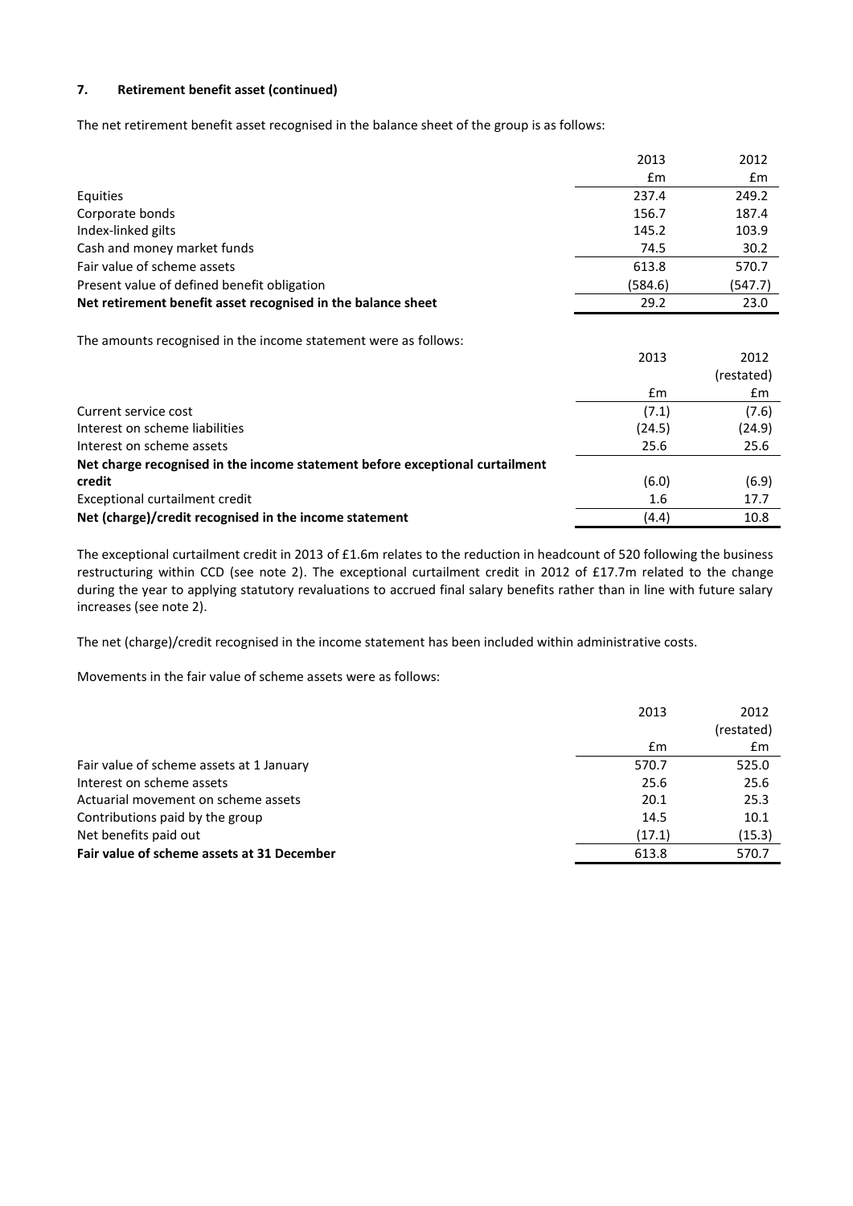## 7. Retirement benefit asset (continued)

The net retirement benefit asset recognised in the balance sheet of the group is as follows:

| | 2013 | 2012 |
|---|---|---|
| | £m | £m |
| Equities | 237.4 | 249.2 |
| Corporate bonds | 156.7 | 187.4 |
| Index-linked gilts | 145.2 | 103.9 |
| Cash and money market funds | 74.5 | 30.2 |
| Fair value of scheme assets | 613.8 | 570.7 |
| Present value of defined benefit obligation | (584.6) | (547.7) |
| **Net retirement benefit asset recognised in the balance sheet** | 29.2 | 23.0 |

The amounts recognised in the income statement were as follows:

| | 2013 | 2012 (restated) |
|---|---|---|
| | £m | £m |
| Current service cost | (7.1) | (7.6) |
| Interest on scheme liabilities | (24.5) | (24.9) |
| Interest on scheme assets | 25.6 | 25.6 |
| **Net charge recognised in the income statement before exceptional curtailment credit** | (6.0) | (6.9) |
| Exceptional curtailment credit | 1.6 | 17.7 |
| **Net (charge)/credit recognised in the income statement** | (4.4) | 10.8 |

The exceptional curtailment credit in 2013 of £1.6m relates to the reduction in headcount of 520 following the business restructuring within CCD (see note 2). The exceptional curtailment credit in 2012 of £17.7m related to the change during the year to applying statutory revaluations to accrued final salary benefits rather than in line with future salary increases (see note 2).

The net (charge)/credit recognised in the income statement has been included within administrative costs.

Movements in the fair value of scheme assets were as follows:

| | 2013 | 2012 (restated) |
|---|---|---|
| | £m | £m |
| Fair value of scheme assets at 1 January | 570.7 | 525.0 |
| Interest on scheme assets | 25.6 | 25.6 |
| Actuarial movement on scheme assets | 20.1 | 25.3 |
| Contributions paid by the group | 14.5 | 10.1 |
| Net benefits paid out | (17.1) | (15.3) |
| **Fair value of scheme assets at 31 December** | 613.8 | 570.7 |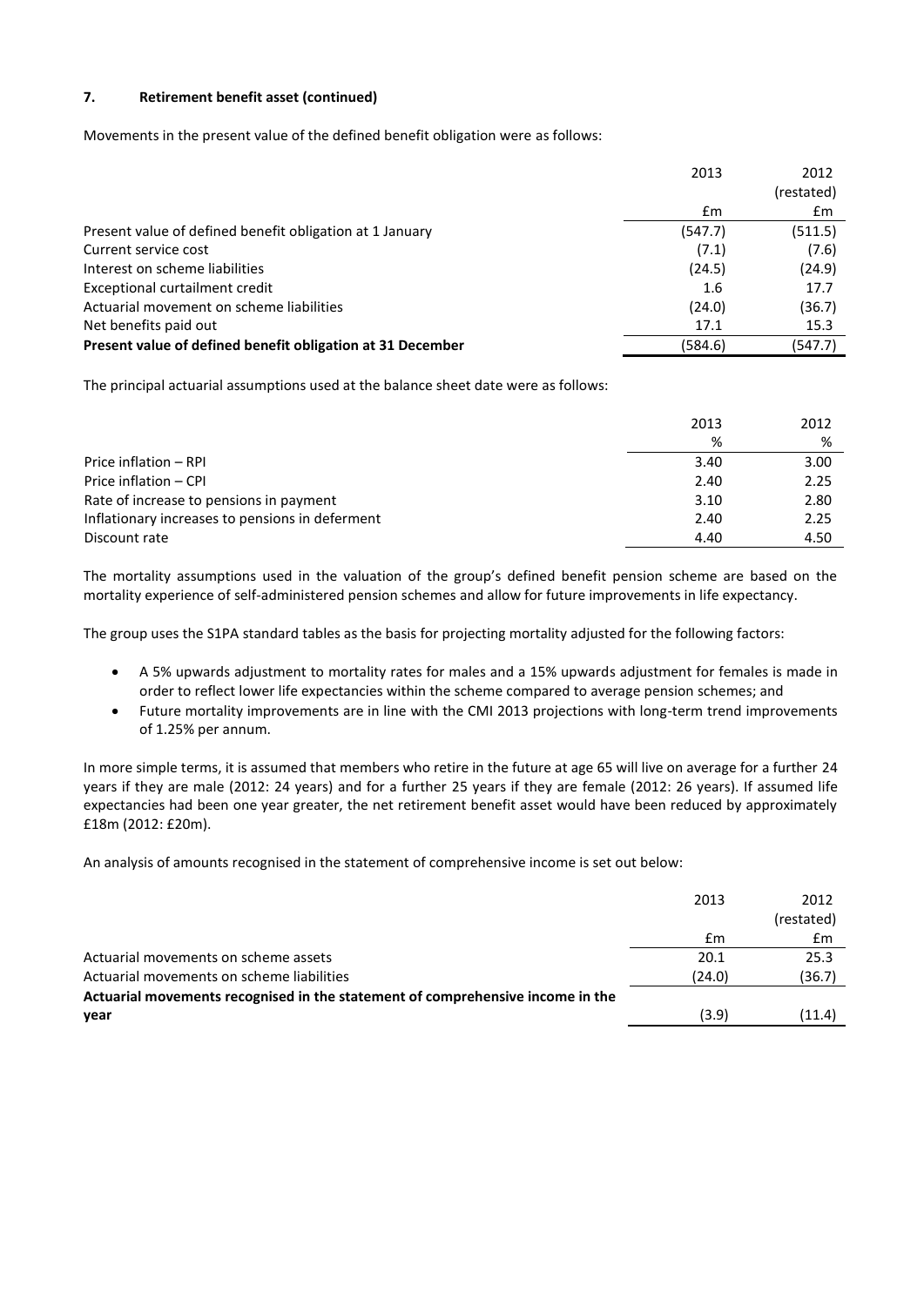## 7. Retirement benefit asset (continued)

Movements in the present value of the defined benefit obligation were as follows:

| | 2013 | 2012 (restated) |
|---|---|---|
| | £m | £m |
| Present value of defined benefit obligation at 1 January | (547.7) | (511.5) |
| Current service cost | (7.1) | (7.6) |
| Interest on scheme liabilities | (24.5) | (24.9) |
| Exceptional curtailment credit | 1.6 | 17.7 |
| Actuarial movement on scheme liabilities | (24.0) | (36.7) |
| Net benefits paid out | 17.1 | 15.3 |
| **Present value of defined benefit obligation at 31 December** | (584.6) | (547.7) |

The principal actuarial assumptions used at the balance sheet date were as follows:

| | 2013 | 2012 |
|---|---|---|
| | % | % |
| Price inflation – RPI | 3.40 | 3.00 |
| Price inflation – CPI | 2.40 | 2.25 |
| Rate of increase to pensions in payment | 3.10 | 2.80 |
| Inflationary increases to pensions in deferment | 2.40 | 2.25 |
| Discount rate | 4.40 | 4.50 |

The mortality assumptions used in the valuation of the group's defined benefit pension scheme are based on the mortality experience of self-administered pension schemes and allow for future improvements in life expectancy.

The group uses the S1PA standard tables as the basis for projecting mortality adjusted for the following factors:

- A 5% upwards adjustment to mortality rates for males and a 15% upwards adjustment for females is made in order to reflect lower life expectancies within the scheme compared to average pension schemes; and
- Future mortality improvements are in line with the CMI 2013 projections with long-term trend improvements of 1.25% per annum.

In more simple terms, it is assumed that members who retire in the future at age 65 will live on average for a further 24 years if they are male (2012: 24 years) and for a further 25 years if they are female (2012: 26 years). If assumed life expectancies had been one year greater, the net retirement benefit asset would have been reduced by approximately £18m (2012: £20m).

An analysis of amounts recognised in the statement of comprehensive income is set out below:

| | 2013 | 2012 (restated) |
|---|---|---|
| | £m | £m |
| Actuarial movements on scheme assets | 20.1 | 25.3 |
| Actuarial movements on scheme liabilities | (24.0) | (36.7) |
| **Actuarial movements recognised in the statement of comprehensive income in the year** | (3.9) | (11.4) |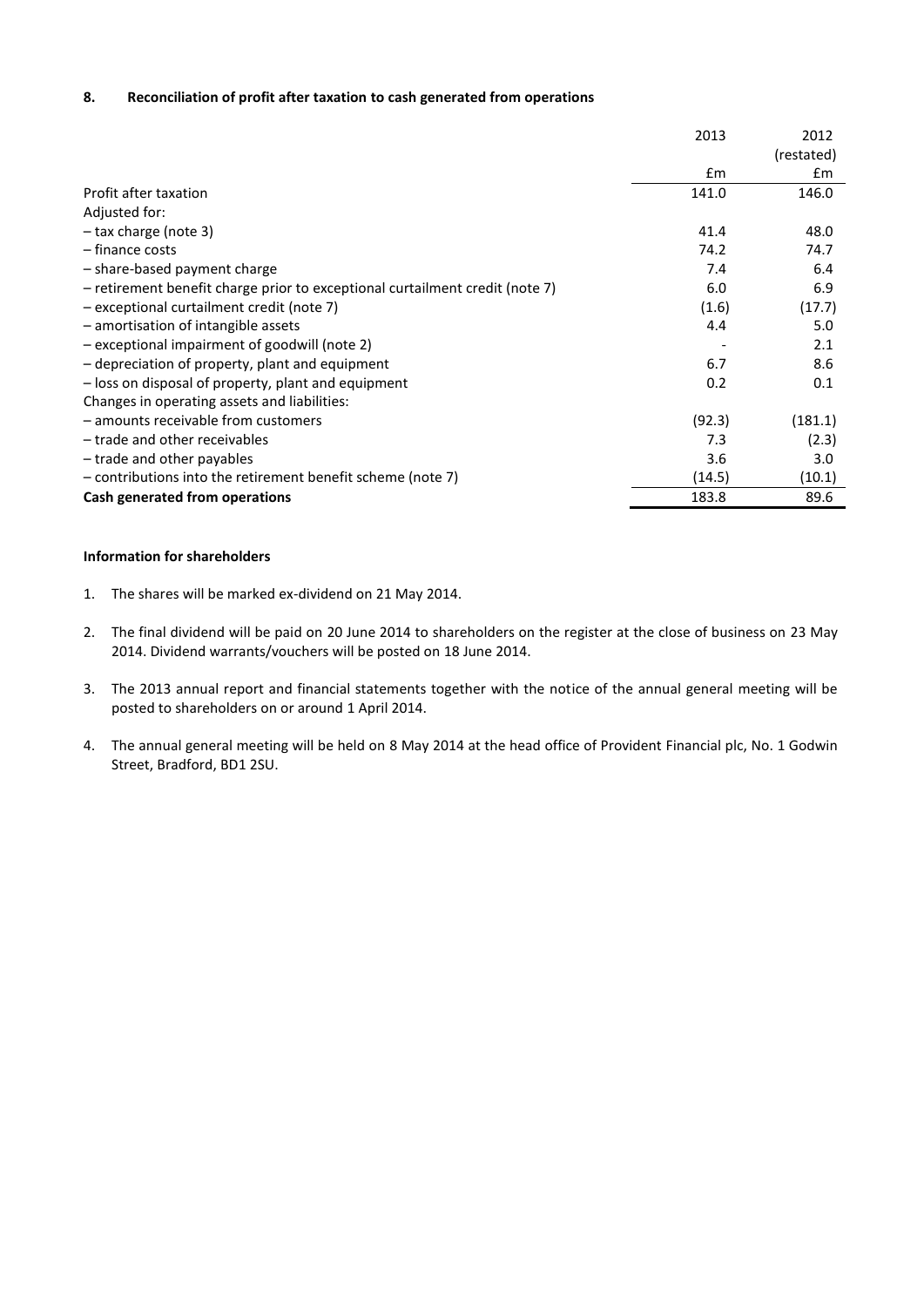## 8. Reconciliation of profit after taxation to cash generated from operations

| | 2013 | 2012 (restated) |
|---|---|---|
| | £m | £m |
| Profit after taxation | 141.0 | 146.0 |
| Adjusted for: | | |
| – tax charge (note 3) | 41.4 | 48.0 |
| – finance costs | 74.2 | 74.7 |
| – share-based payment charge | 7.4 | 6.4 |
| – retirement benefit charge prior to exceptional curtailment credit (note 7) | 6.0 | 6.9 |
| – exceptional curtailment credit (note 7) | (1.6) | (17.7) |
| – amortisation of intangible assets | 4.4 | 5.0 |
| – exceptional impairment of goodwill (note 2) | - | 2.1 |
| – depreciation of property, plant and equipment | 6.7 | 8.6 |
| – loss on disposal of property, plant and equipment | 0.2 | 0.1 |
| Changes in operating assets and liabilities: | | |
| – amounts receivable from customers | (92.3) | (181.1) |
| – trade and other receivables | 7.3 | (2.3) |
| – trade and other payables | 3.6 | 3.0 |
| – contributions into the retirement benefit scheme (note 7) | (14.5) | (10.1) |
| **Cash generated from operations** | **183.8** | **89.6** |

**Information for shareholders**

1. The shares will be marked ex-dividend on 21 May 2014.
2. The final dividend will be paid on 20 June 2014 to shareholders on the register at the close of business on 23 May 2014. Dividend warrants/vouchers will be posted on 18 June 2014.
3. The 2013 annual report and financial statements together with the notice of the annual general meeting will be posted to shareholders on or around 1 April 2014.
4. The annual general meeting will be held on 8 May 2014 at the head office of Provident Financial plc, No. 1 Godwin Street, Bradford, BD1 2SU.